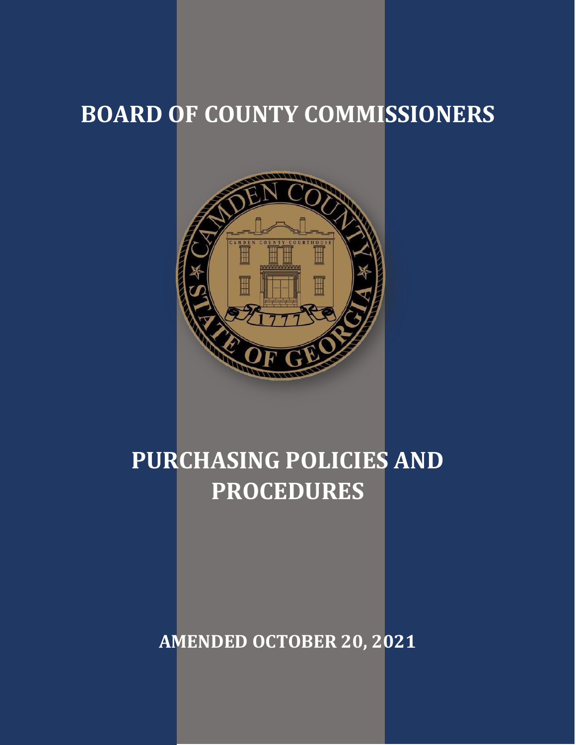# BOARD OF COUNTY COMMISSIONERS

# PURCHASING POLICIES AND PROCEDURES

**AMENDED OCTOBER 20, 2021**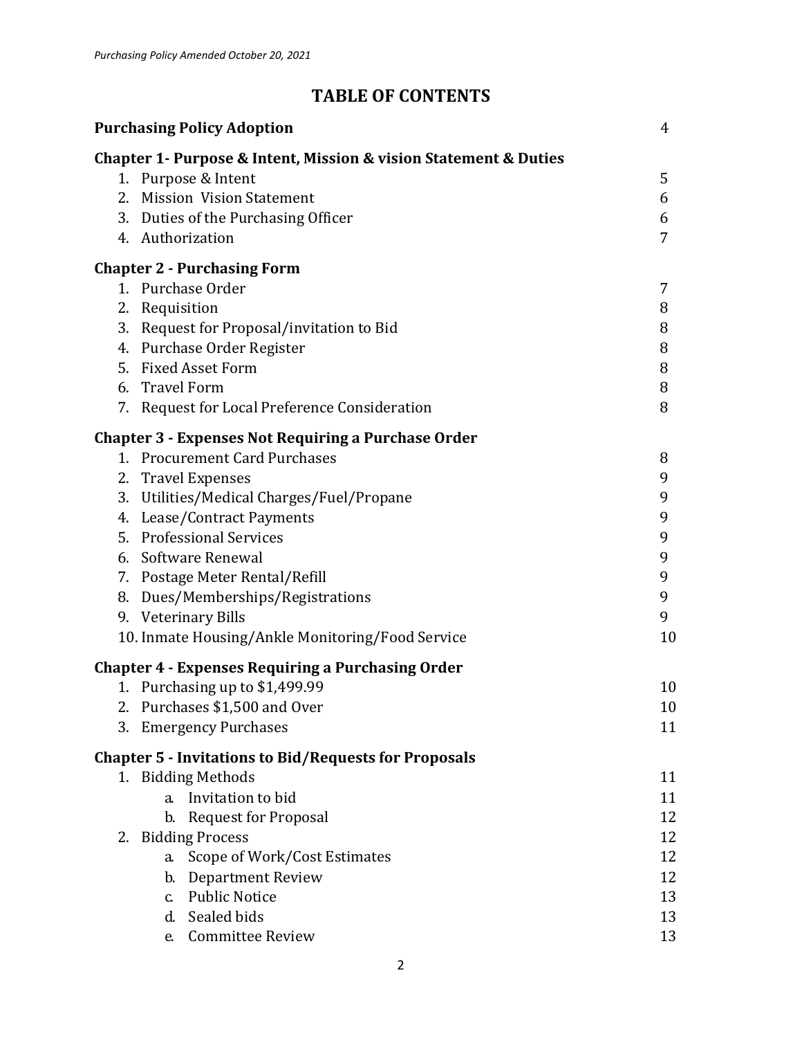# TABLE OF CONTENTS

**Purchasing Policy Adoption** 4

**Chapter 1- Purpose & Intent, Mission & vision Statement & Duties**

1. Purpose & Intent 5
2. Mission Vision Statement 6
3. Duties of the Purchasing Officer 6
4. Authorization 7

**Chapter 2 - Purchasing Form**

1. Purchase Order 7
2. Requisition 8
3. Request for Proposal/invitation to Bid 8
4. Purchase Order Register 8
5. Fixed Asset Form 8
6. Travel Form 8
7. Request for Local Preference Consideration 8

**Chapter 3 - Expenses Not Requiring a Purchase Order**

1. Procurement Card Purchases 8
2. Travel Expenses 9
3. Utilities/Medical Charges/Fuel/Propane 9
4. Lease/Contract Payments 9
5. Professional Services 9
6. Software Renewal 9
7. Postage Meter Rental/Refill 9
8. Dues/Memberships/Registrations 9
9. Veterinary Bills 9
10. Inmate Housing/Ankle Monitoring/Food Service 10

**Chapter 4 - Expenses Requiring a Purchasing Order**

1. Purchasing up to $1,499.99 10
2. Purchases $1,500 and Over 10
3. Emergency Purchases 11

**Chapter 5 - Invitations to Bid/Requests for Proposals**

1. Bidding Methods 11
   a. Invitation to bid 11
   b. Request for Proposal 12
2. Bidding Process 12
   a. Scope of Work/Cost Estimates 12
   b. Department Review 12
   c. Public Notice 13
   d. Sealed bids 13
   e. Committee Review 13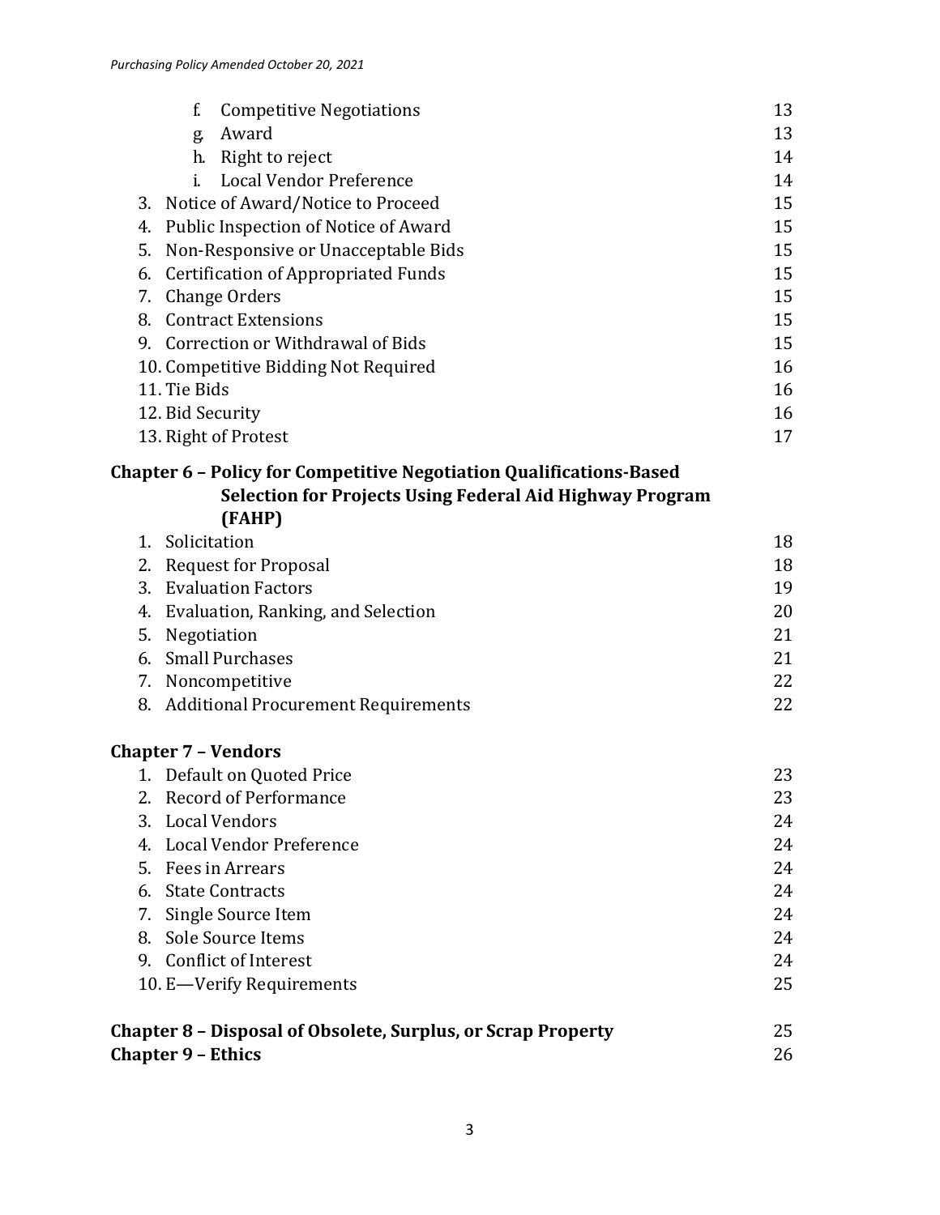f. Competitive Negotiations 13
g. Award 13
h. Right to reject 14
i. Local Vendor Preference 14

3. Notice of Award/Notice to Proceed 15
4. Public Inspection of Notice of Award 15
5. Non-Responsive or Unacceptable Bids 15
6. Certification of Appropriated Funds 15
7. Change Orders 15
8. Contract Extensions 15
9. Correction or Withdrawal of Bids 15
10. Competitive Bidding Not Required 16
11. Tie Bids 16
12. Bid Security 16
13. Right of Protest 17

**Chapter 6 – Policy for Competitive Negotiation Qualifications-Based Selection for Projects Using Federal Aid Highway Program (FAHP)**

1. Solicitation 18
2. Request for Proposal 18
3. Evaluation Factors 19
4. Evaluation, Ranking, and Selection 20
5. Negotiation 21
6. Small Purchases 21
7. Noncompetitive 22
8. Additional Procurement Requirements 22

**Chapter 7 – Vendors**

1. Default on Quoted Price 23
2. Record of Performance 23
3. Local Vendors 24
4. Local Vendor Preference 24
5. Fees in Arrears 24
6. State Contracts 24
7. Single Source Item 24
8. Sole Source Items 24
9. Conflict of Interest 24
10. E—Verify Requirements 25

**Chapter 8 – Disposal of Obsolete, Surplus, or Scrap Property** 25

**Chapter 9 – Ethics** 26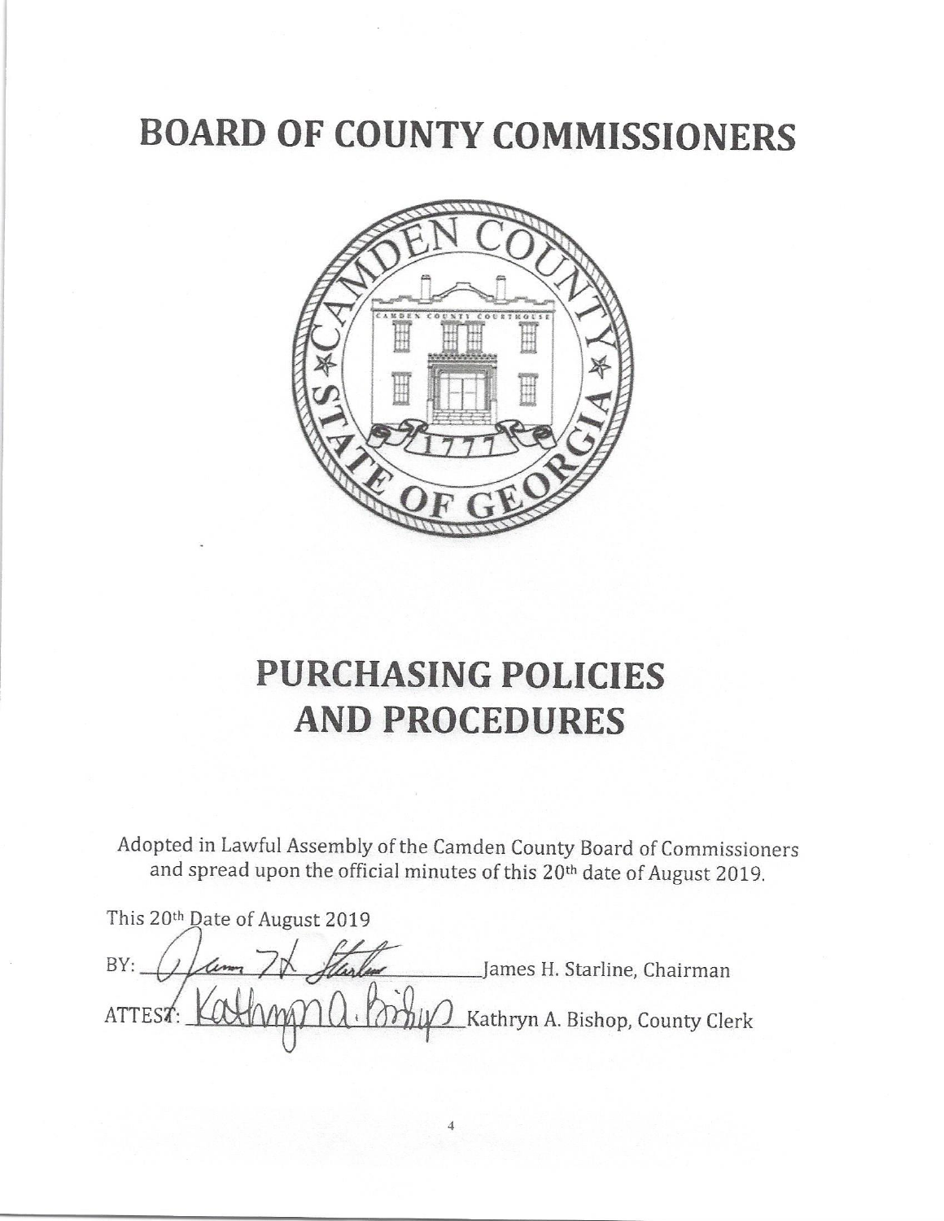# BOARD OF COUNTY COMMISSIONERS

# PURCHASING POLICIES AND PROCEDURES

Adopted in Lawful Assembly of the Camden County Board of Commissioners and spread upon the official minutes of this 20th date of August 2019.

This 20th Date of August 2019

BY: ______________________ James H. Starline, Chairman

ATTEST: ______________________ Kathryn A. Bishop, County Clerk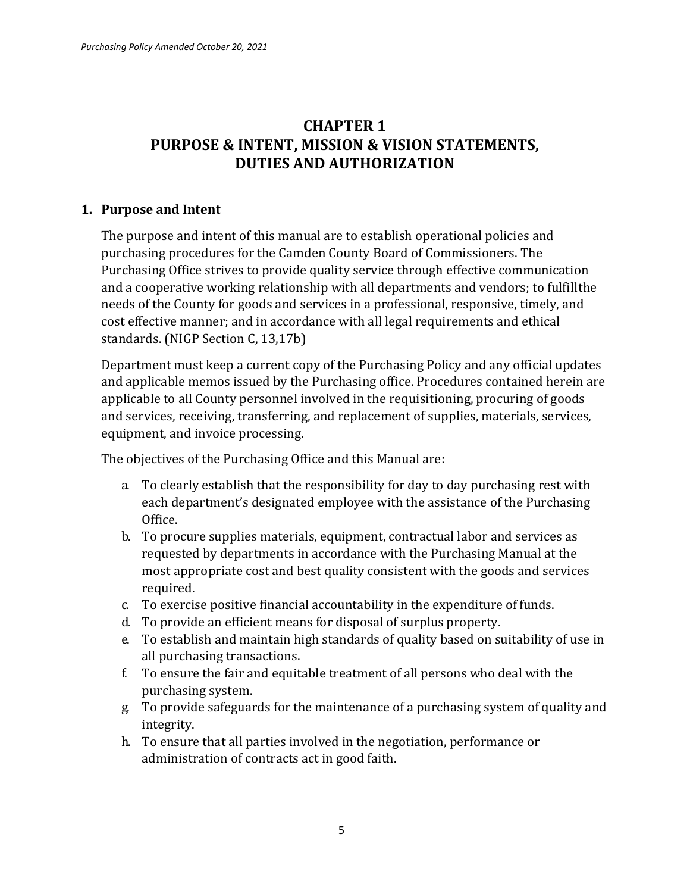# CHAPTER 1
# PURPOSE & INTENT, MISSION & VISION STATEMENTS, DUTIES AND AUTHORIZATION

## 1. Purpose and Intent

The purpose and intent of this manual are to establish operational policies and purchasing procedures for the Camden County Board of Commissioners. The Purchasing Office strives to provide quality service through effective communication and a cooperative working relationship with all departments and vendors; to fulfillthe needs of the County for goods and services in a professional, responsive, timely, and cost effective manner; and in accordance with all legal requirements and ethical standards. (NIGP Section C, 13,17b)

Department must keep a current copy of the Purchasing Policy and any official updates and applicable memos issued by the Purchasing office. Procedures contained herein are applicable to all County personnel involved in the requisitioning, procuring of goods and services, receiving, transferring, and replacement of supplies, materials, services, equipment, and invoice processing.

The objectives of the Purchasing Office and this Manual are:

a. To clearly establish that the responsibility for day to day purchasing rest with each department's designated employee with the assistance of the Purchasing Office.
b. To procure supplies materials, equipment, contractual labor and services as requested by departments in accordance with the Purchasing Manual at the most appropriate cost and best quality consistent with the goods and services required.
c. To exercise positive financial accountability in the expenditure of funds.
d. To provide an efficient means for disposal of surplus property.
e. To establish and maintain high standards of quality based on suitability of use in all purchasing transactions.
f. To ensure the fair and equitable treatment of all persons who deal with the purchasing system.
g. To provide safeguards for the maintenance of a purchasing system of quality and integrity.
h. To ensure that all parties involved in the negotiation, performance or administration of contracts act in good faith.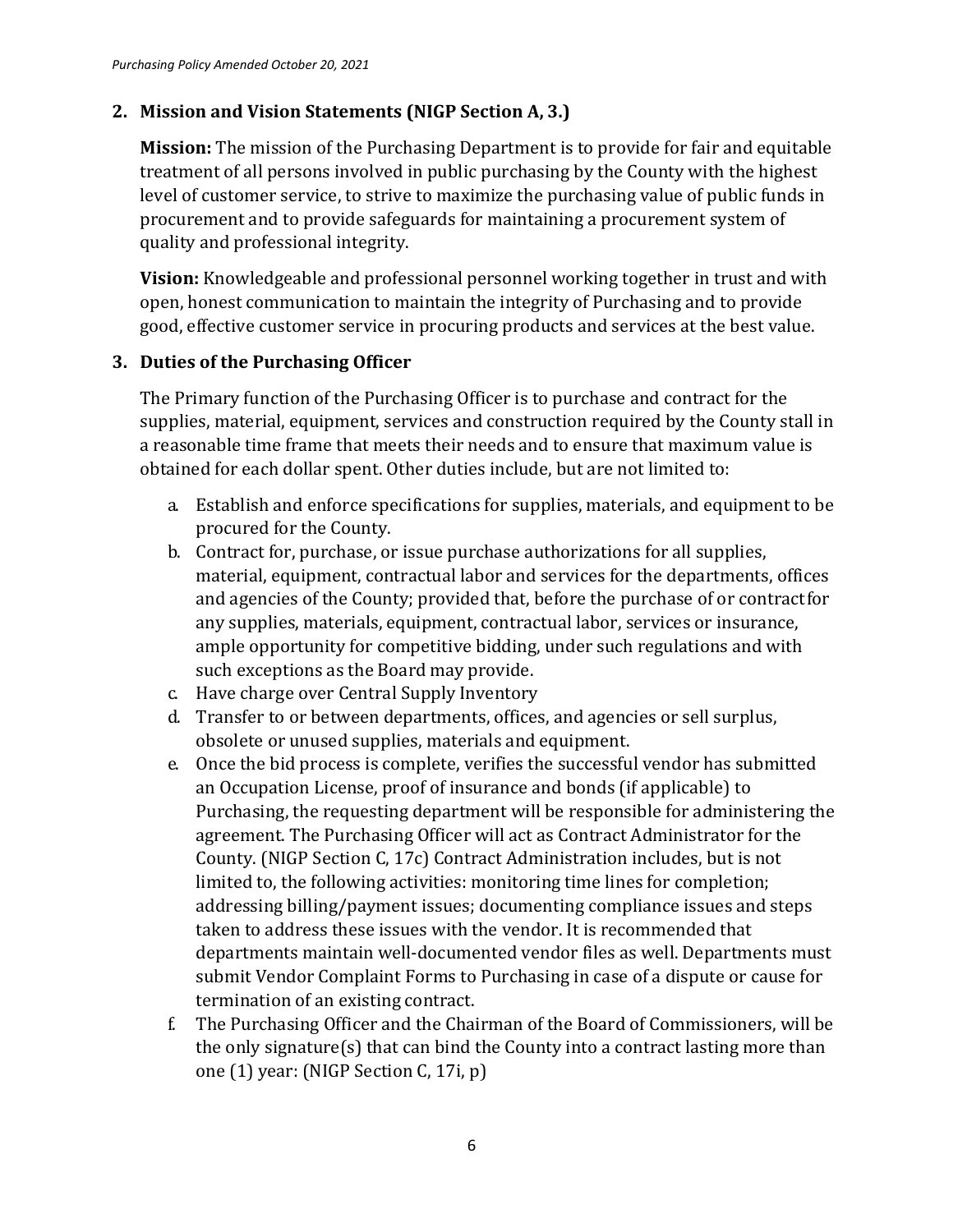## 2. Mission and Vision Statements (NIGP Section A, 3.)

**Mission:** The mission of the Purchasing Department is to provide for fair and equitable treatment of all persons involved in public purchasing by the County with the highest level of customer service, to strive to maximize the purchasing value of public funds in procurement and to provide safeguards for maintaining a procurement system of quality and professional integrity.

**Vision:** Knowledgeable and professional personnel working together in trust and with open, honest communication to maintain the integrity of Purchasing and to provide good, effective customer service in procuring products and services at the best value.

## 3. Duties of the Purchasing Officer

The Primary function of the Purchasing Officer is to purchase and contract for the supplies, material, equipment, services and construction required by the County stall in a reasonable time frame that meets their needs and to ensure that maximum value is obtained for each dollar spent. Other duties include, but are not limited to:

a. Establish and enforce specifications for supplies, materials, and equipment to be procured for the County.
b. Contract for, purchase, or issue purchase authorizations for all supplies, material, equipment, contractual labor and services for the departments, offices and agencies of the County; provided that, before the purchase of or contract for any supplies, materials, equipment, contractual labor, services or insurance, ample opportunity for competitive bidding, under such regulations and with such exceptions as the Board may provide.
c. Have charge over Central Supply Inventory
d. Transfer to or between departments, offices, and agencies or sell surplus, obsolete or unused supplies, materials and equipment.
e. Once the bid process is complete, verifies the successful vendor has submitted an Occupation License, proof of insurance and bonds (if applicable) to Purchasing, the requesting department will be responsible for administering the agreement. The Purchasing Officer will act as Contract Administrator for the County. (NIGP Section C, 17c) Contract Administration includes, but is not limited to, the following activities: monitoring time lines for completion; addressing billing/payment issues; documenting compliance issues and steps taken to address these issues with the vendor. It is recommended that departments maintain well-documented vendor files as well. Departments must submit Vendor Complaint Forms to Purchasing in case of a dispute or cause for termination of an existing contract.
f. The Purchasing Officer and the Chairman of the Board of Commissioners, will be the only signature(s) that can bind the County into a contract lasting more than one (1) year: (NIGP Section C, 17i, p)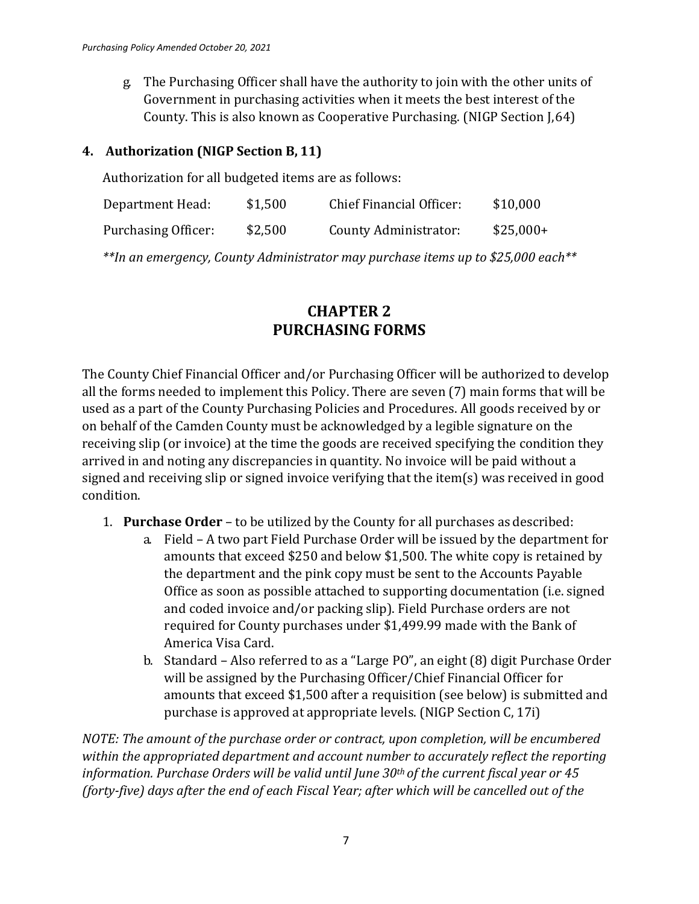g. The Purchasing Officer shall have the authority to join with the other units of Government in purchasing activities when it meets the best interest of the County. This is also known as Cooperative Purchasing. (NIGP Section J,64)

### 4. Authorization (NIGP Section B, 11)

Authorization for all budgeted items are as follows:

| | | | |
|---|---|---|---|
| Department Head: | $1,500 | Chief Financial Officer: | $10,000 |
| Purchasing Officer: | $2,500 | County Administrator: | $25,000+ |

*\*\*In an emergency, County Administrator may purchase items up to $25,000 each\*\**

## CHAPTER 2
## PURCHASING FORMS

The County Chief Financial Officer and/or Purchasing Officer will be authorized to develop all the forms needed to implement this Policy. There are seven (7) main forms that will be used as a part of the County Purchasing Policies and Procedures. All goods received by or on behalf of the Camden County must be acknowledged by a legible signature on the receiving slip (or invoice) at the time the goods are received specifying the condition they arrived in and noting any discrepancies in quantity. No invoice will be paid without a signed and receiving slip or signed invoice verifying that the item(s) was received in good condition.

1. **Purchase Order** – to be utilized by the County for all purchases as described:
   a. Field – A two part Field Purchase Order will be issued by the department for amounts that exceed $250 and below $1,500. The white copy is retained by the department and the pink copy must be sent to the Accounts Payable Office as soon as possible attached to supporting documentation (i.e. signed and coded invoice and/or packing slip). Field Purchase orders are not required for County purchases under $1,499.99 made with the Bank of America Visa Card.
   b. Standard – Also referred to as a "Large PO", an eight (8) digit Purchase Order will be assigned by the Purchasing Officer/Chief Financial Officer for amounts that exceed $1,500 after a requisition (see below) is submitted and purchase is approved at appropriate levels. (NIGP Section C, 17i)

*NOTE: The amount of the purchase order or contract, upon completion, will be encumbered within the appropriated department and account number to accurately reflect the reporting information. Purchase Orders will be valid until June 30th of the current fiscal year or 45 (forty-five) days after the end of each Fiscal Year; after which will be cancelled out of the*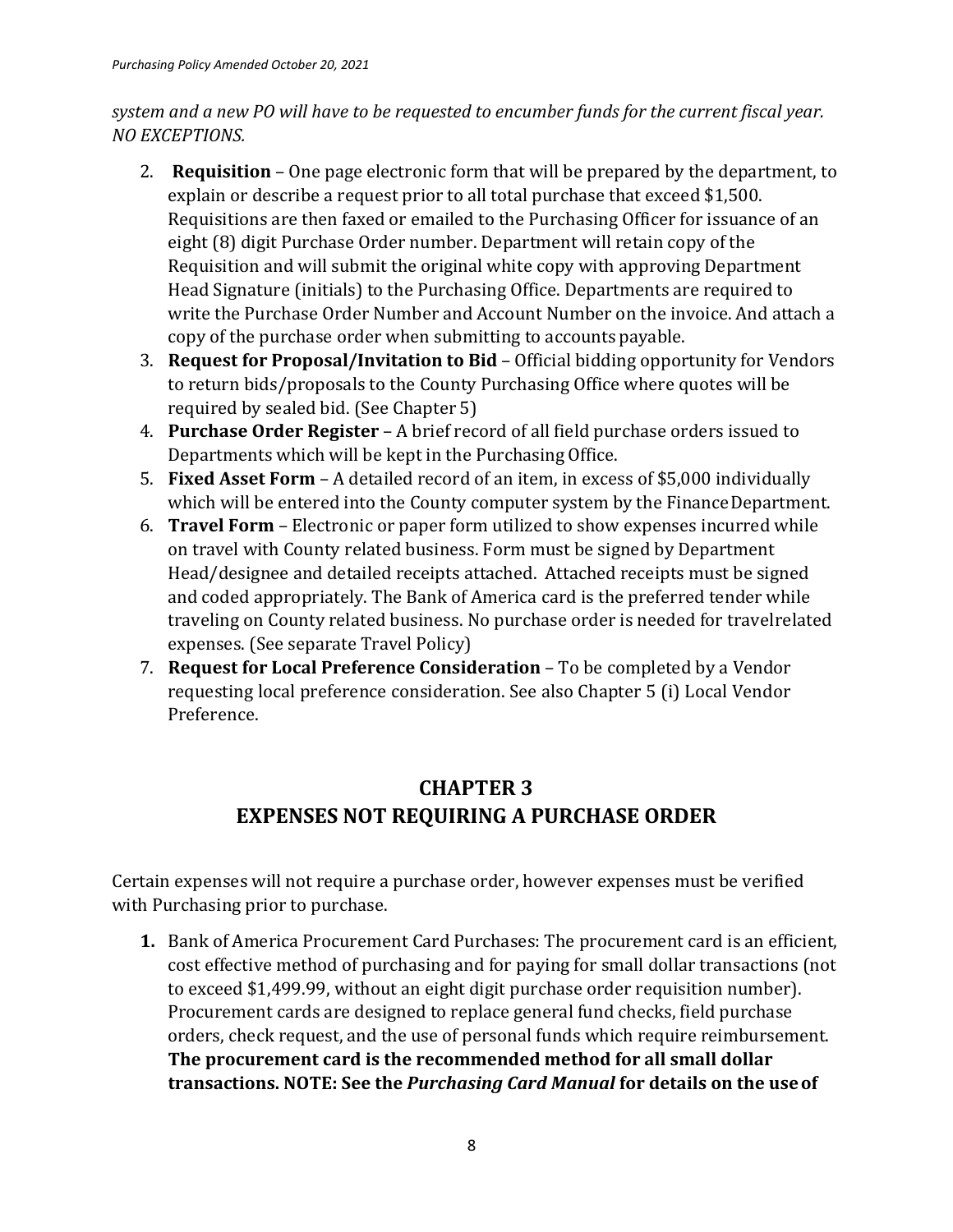*system and a new PO will have to be requested to encumber funds for the current fiscal year. NO EXCEPTIONS.*

2. **Requisition** – One page electronic form that will be prepared by the department, to explain or describe a request prior to all total purchase that exceed $1,500. Requisitions are then faxed or emailed to the Purchasing Officer for issuance of an eight (8) digit Purchase Order number. Department will retain copy of the Requisition and will submit the original white copy with approving Department Head Signature (initials) to the Purchasing Office. Departments are required to write the Purchase Order Number and Account Number on the invoice. And attach a copy of the purchase order when submitting to accounts payable.
3. **Request for Proposal/Invitation to Bid** – Official bidding opportunity for Vendors to return bids/proposals to the County Purchasing Office where quotes will be required by sealed bid. (See Chapter 5)
4. **Purchase Order Register** – A brief record of all field purchase orders issued to Departments which will be kept in the Purchasing Office.
5. **Fixed Asset Form** – A detailed record of an item, in excess of $5,000 individually which will be entered into the County computer system by the Finance Department.
6. **Travel Form** – Electronic or paper form utilized to show expenses incurred while on travel with County related business. Form must be signed by Department Head/designee and detailed receipts attached. Attached receipts must be signed and coded appropriately. The Bank of America card is the preferred tender while traveling on County related business. No purchase order is needed for travelrelated expenses. (See separate Travel Policy)
7. **Request for Local Preference Consideration** – To be completed by a Vendor requesting local preference consideration. See also Chapter 5 (i) Local Vendor Preference.

## CHAPTER 3
## EXPENSES NOT REQUIRING A PURCHASE ORDER

Certain expenses will not require a purchase order, however expenses must be verified with Purchasing prior to purchase.

1. Bank of America Procurement Card Purchases: The procurement card is an efficient, cost effective method of purchasing and for paying for small dollar transactions (not to exceed $1,499.99, without an eight digit purchase order requisition number). Procurement cards are designed to replace general fund checks, field purchase orders, check request, and the use of personal funds which require reimbursement. **The procurement card is the recommended method for all small dollar transactions. NOTE: See the *Purchasing Card Manual* for details on the use of**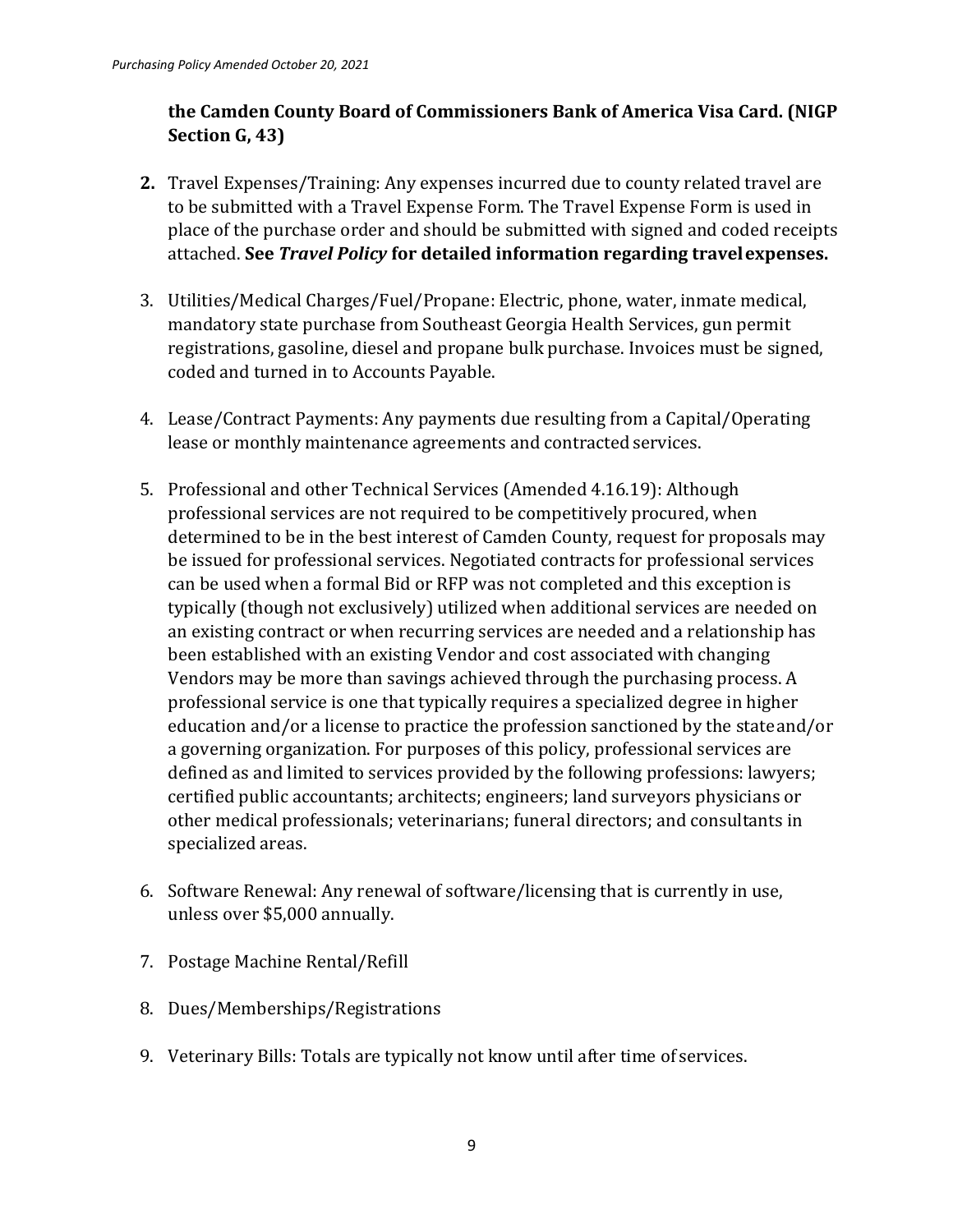**the Camden County Board of Commissioners Bank of America Visa Card. (NIGP Section G, 43)**

2. Travel Expenses/Training: Any expenses incurred due to county related travel are to be submitted with a Travel Expense Form. The Travel Expense Form is used in place of the purchase order and should be submitted with signed and coded receipts attached. **See *Travel Policy* for detailed information regarding travel expenses.**

3. Utilities/Medical Charges/Fuel/Propane: Electric, phone, water, inmate medical, mandatory state purchase from Southeast Georgia Health Services, gun permit registrations, gasoline, diesel and propane bulk purchase. Invoices must be signed, coded and turned in to Accounts Payable.

4. Lease/Contract Payments: Any payments due resulting from a Capital/Operating lease or monthly maintenance agreements and contracted services.

5. Professional and other Technical Services (Amended 4.16.19): Although professional services are not required to be competitively procured, when determined to be in the best interest of Camden County, request for proposals may be issued for professional services. Negotiated contracts for professional services can be used when a formal Bid or RFP was not completed and this exception is typically (though not exclusively) utilized when additional services are needed on an existing contract or when recurring services are needed and a relationship has been established with an existing Vendor and cost associated with changing Vendors may be more than savings achieved through the purchasing process. A professional service is one that typically requires a specialized degree in higher education and/or a license to practice the profession sanctioned by the state and/or a governing organization. For purposes of this policy, professional services are defined as and limited to services provided by the following professions: lawyers; certified public accountants; architects; engineers; land surveyors physicians or other medical professionals; veterinarians; funeral directors; and consultants in specialized areas.

6. Software Renewal: Any renewal of software/licensing that is currently in use, unless over $5,000 annually.

7. Postage Machine Rental/Refill

8. Dues/Memberships/Registrations

9. Veterinary Bills: Totals are typically not know until after time of services.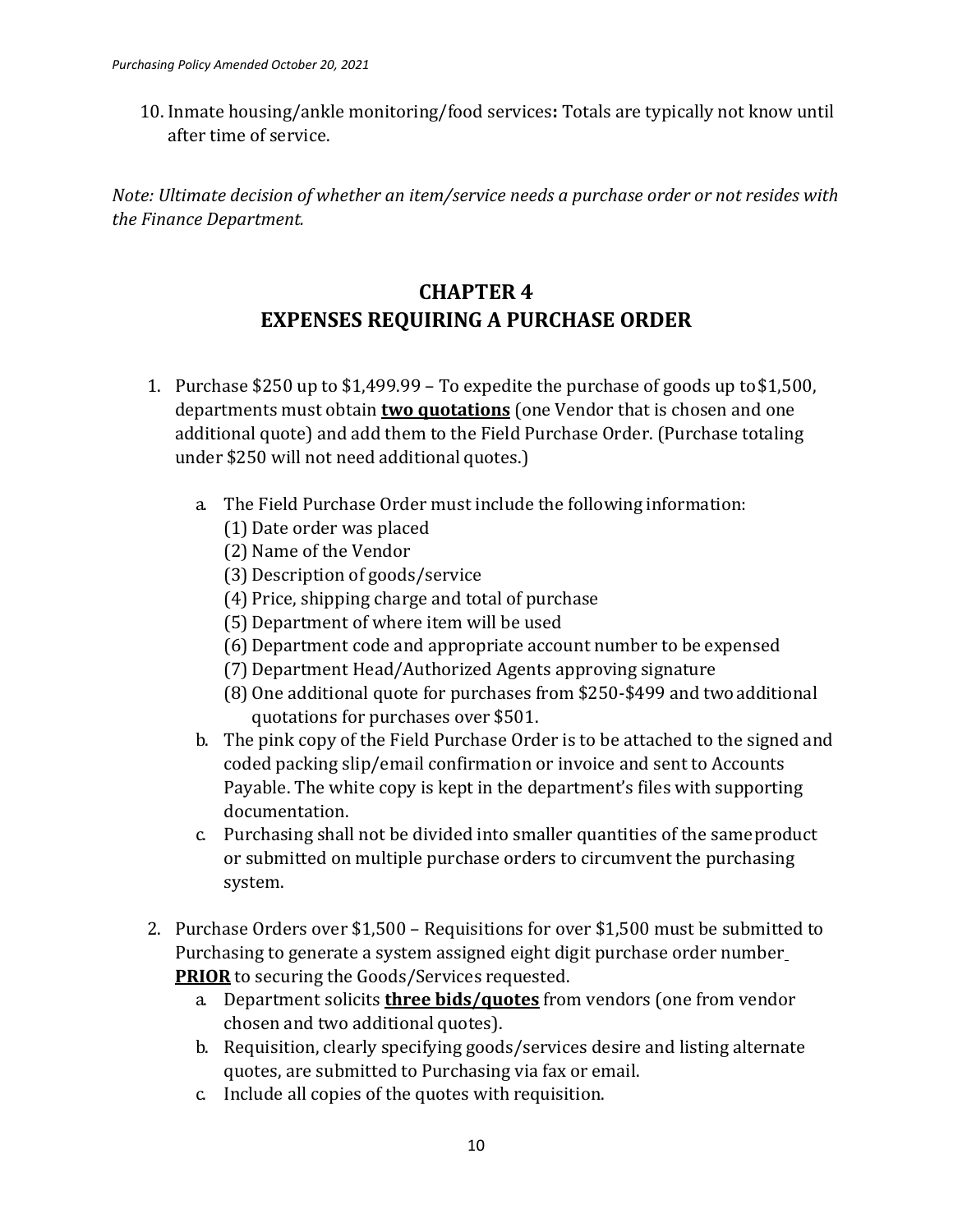10. Inmate housing/ankle monitoring/food services**:** Totals are typically not know until after time of service.

*Note: Ultimate decision of whether an item/service needs a purchase order or not resides with the Finance Department.*

# CHAPTER 4
# EXPENSES REQUIRING A PURCHASE ORDER

1. Purchase $250 up to $1,499.99 – To expedite the purchase of goods up to $1,500, departments must obtain **two quotations** (one Vendor that is chosen and one additional quote) and add them to the Field Purchase Order. (Purchase totaling under $250 will not need additional quotes.)

   a. The Field Purchase Order must include the following information:
      (1) Date order was placed
      (2) Name of the Vendor
      (3) Description of goods/service
      (4) Price, shipping charge and total of purchase
      (5) Department of where item will be used
      (6) Department code and appropriate account number to be expensed
      (7) Department Head/Authorized Agents approving signature
      (8) One additional quote for purchases from $250-$499 and two additional quotations for purchases over $501.

   b. The pink copy of the Field Purchase Order is to be attached to the signed and coded packing slip/email confirmation or invoice and sent to Accounts Payable. The white copy is kept in the department's files with supporting documentation.

   c. Purchasing shall not be divided into smaller quantities of the same product or submitted on multiple purchase orders to circumvent the purchasing system.

2. Purchase Orders over $1,500 – Requisitions for over $1,500 must be submitted to Purchasing to generate a system assigned eight digit purchase order number **PRIOR** to securing the Goods/Services requested.

   a. Department solicits **three bids/quotes** from vendors (one from vendor chosen and two additional quotes).

   b. Requisition, clearly specifying goods/services desire and listing alternate quotes, are submitted to Purchasing via fax or email.

   c. Include all copies of the quotes with requisition.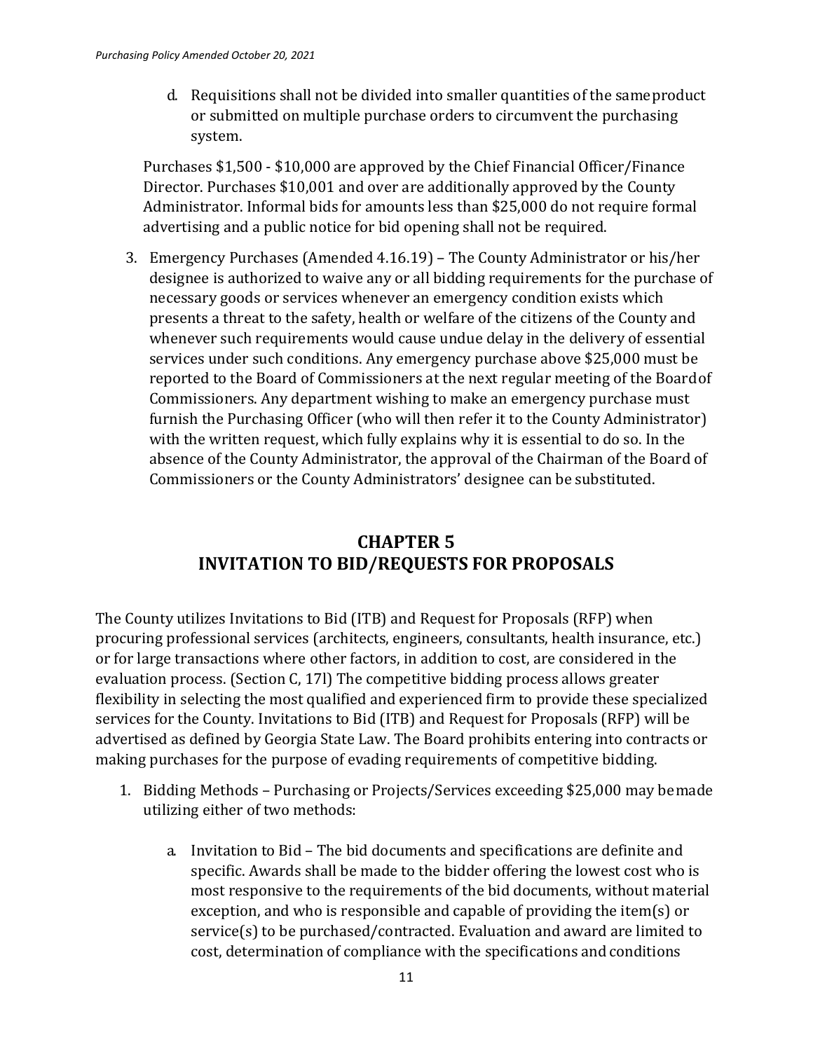d. Requisitions shall not be divided into smaller quantities of the same product or submitted on multiple purchase orders to circumvent the purchasing system.

Purchases $1,500 - $10,000 are approved by the Chief Financial Officer/Finance Director. Purchases $10,001 and over are additionally approved by the County Administrator. Informal bids for amounts less than $25,000 do not require formal advertising and a public notice for bid opening shall not be required.

3. Emergency Purchases (Amended 4.16.19) – The County Administrator or his/her designee is authorized to waive any or all bidding requirements for the purchase of necessary goods or services whenever an emergency condition exists which presents a threat to the safety, health or welfare of the citizens of the County and whenever such requirements would cause undue delay in the delivery of essential services under such conditions. Any emergency purchase above $25,000 must be reported to the Board of Commissioners at the next regular meeting of the Board of Commissioners. Any department wishing to make an emergency purchase must furnish the Purchasing Officer (who will then refer it to the County Administrator) with the written request, which fully explains why it is essential to do so. In the absence of the County Administrator, the approval of the Chairman of the Board of Commissioners or the County Administrators' designee can be substituted.

## CHAPTER 5
## INVITATION TO BID/REQUESTS FOR PROPOSALS

The County utilizes Invitations to Bid (ITB) and Request for Proposals (RFP) when procuring professional services (architects, engineers, consultants, health insurance, etc.) or for large transactions where other factors, in addition to cost, are considered in the evaluation process. (Section C, 17l) The competitive bidding process allows greater flexibility in selecting the most qualified and experienced firm to provide these specialized services for the County. Invitations to Bid (ITB) and Request for Proposals (RFP) will be advertised as defined by Georgia State Law. The Board prohibits entering into contracts or making purchases for the purpose of evading requirements of competitive bidding.

1. Bidding Methods – Purchasing or Projects/Services exceeding $25,000 may be made utilizing either of two methods:

    a. Invitation to Bid – The bid documents and specifications are definite and specific. Awards shall be made to the bidder offering the lowest cost who is most responsive to the requirements of the bid documents, without material exception, and who is responsible and capable of providing the item(s) or service(s) to be purchased/contracted. Evaluation and award are limited to cost, determination of compliance with the specifications and conditions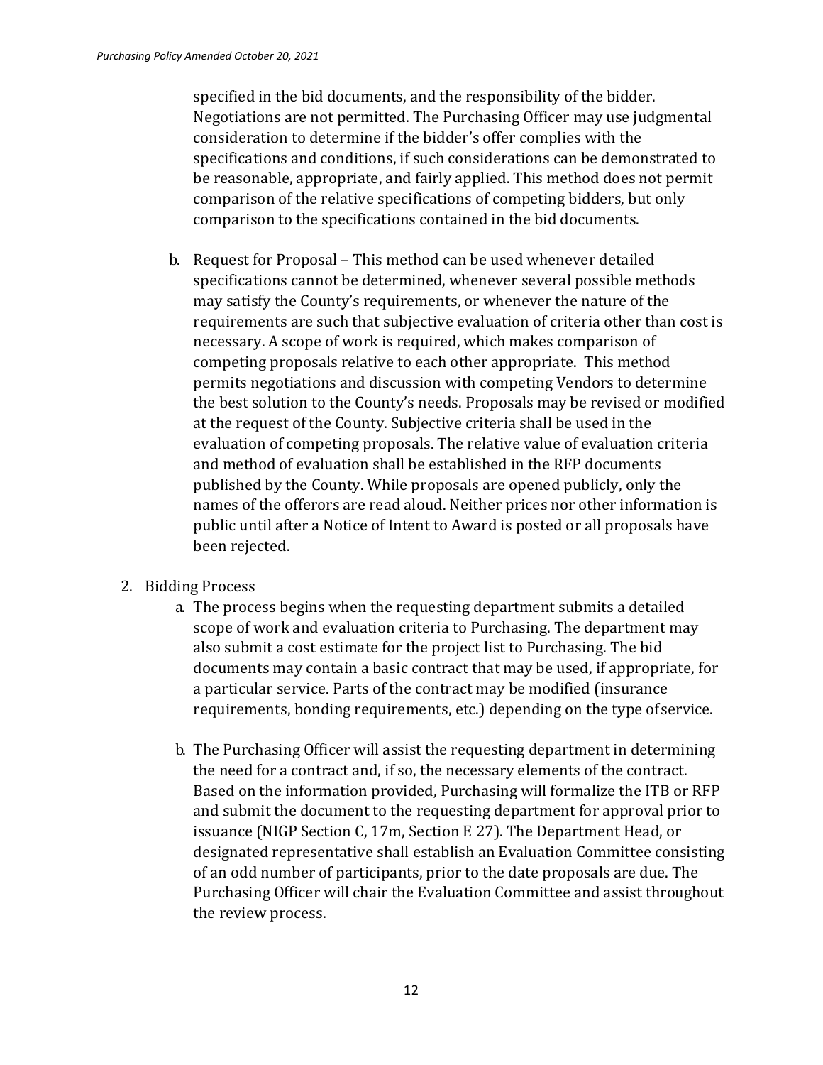specified in the bid documents, and the responsibility of the bidder. Negotiations are not permitted. The Purchasing Officer may use judgmental consideration to determine if the bidder's offer complies with the specifications and conditions, if such considerations can be demonstrated to be reasonable, appropriate, and fairly applied. This method does not permit comparison of the relative specifications of competing bidders, but only comparison to the specifications contained in the bid documents.

b. Request for Proposal – This method can be used whenever detailed specifications cannot be determined, whenever several possible methods may satisfy the County's requirements, or whenever the nature of the requirements are such that subjective evaluation of criteria other than cost is necessary. A scope of work is required, which makes comparison of competing proposals relative to each other appropriate. This method permits negotiations and discussion with competing Vendors to determine the best solution to the County's needs. Proposals may be revised or modified at the request of the County. Subjective criteria shall be used in the evaluation of competing proposals. The relative value of evaluation criteria and method of evaluation shall be established in the RFP documents published by the County. While proposals are opened publicly, only the names of the offerors are read aloud. Neither prices nor other information is public until after a Notice of Intent to Award is posted or all proposals have been rejected.

2. Bidding Process
   a. The process begins when the requesting department submits a detailed scope of work and evaluation criteria to Purchasing. The department may also submit a cost estimate for the project list to Purchasing. The bid documents may contain a basic contract that may be used, if appropriate, for a particular service. Parts of the contract may be modified (insurance requirements, bonding requirements, etc.) depending on the type of service.

   b. The Purchasing Officer will assist the requesting department in determining the need for a contract and, if so, the necessary elements of the contract. Based on the information provided, Purchasing will formalize the ITB or RFP and submit the document to the requesting department for approval prior to issuance (NIGP Section C, 17m, Section E 27). The Department Head, or designated representative shall establish an Evaluation Committee consisting of an odd number of participants, prior to the date proposals are due. The Purchasing Officer will chair the Evaluation Committee and assist throughout the review process.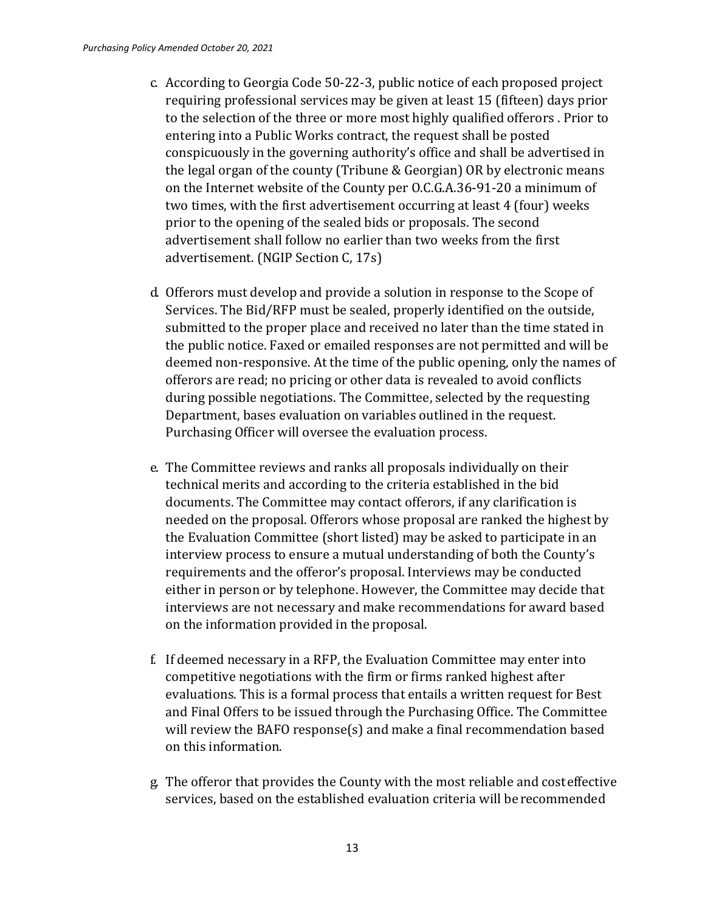c. According to Georgia Code 50-22-3, public notice of each proposed project requiring professional services may be given at least 15 (fifteen) days prior to the selection of the three or more most highly qualified offerors . Prior to entering into a Public Works contract, the request shall be posted conspicuously in the governing authority's office and shall be advertised in the legal organ of the county (Tribune & Georgian) OR by electronic means on the Internet website of the County per O.C.G.A.36-91-20 a minimum of two times, with the first advertisement occurring at least 4 (four) weeks prior to the opening of the sealed bids or proposals. The second advertisement shall follow no earlier than two weeks from the first advertisement. (NGIP Section C, 17s)

d. Offerors must develop and provide a solution in response to the Scope of Services. The Bid/RFP must be sealed, properly identified on the outside, submitted to the proper place and received no later than the time stated in the public notice. Faxed or emailed responses are not permitted and will be deemed non-responsive. At the time of the public opening, only the names of offerors are read; no pricing or other data is revealed to avoid conflicts during possible negotiations. The Committee, selected by the requesting Department, bases evaluation on variables outlined in the request. Purchasing Officer will oversee the evaluation process.

e. The Committee reviews and ranks all proposals individually on their technical merits and according to the criteria established in the bid documents. The Committee may contact offerors, if any clarification is needed on the proposal. Offerors whose proposal are ranked the highest by the Evaluation Committee (short listed) may be asked to participate in an interview process to ensure a mutual understanding of both the County's requirements and the offeror's proposal. Interviews may be conducted either in person or by telephone. However, the Committee may decide that interviews are not necessary and make recommendations for award based on the information provided in the proposal.

f. If deemed necessary in a RFP, the Evaluation Committee may enter into competitive negotiations with the firm or firms ranked highest after evaluations. This is a formal process that entails a written request for Best and Final Offers to be issued through the Purchasing Office. The Committee will review the BAFO response(s) and make a final recommendation based on this information.

g. The offeror that provides the County with the most reliable and cost effective services, based on the established evaluation criteria will be recommended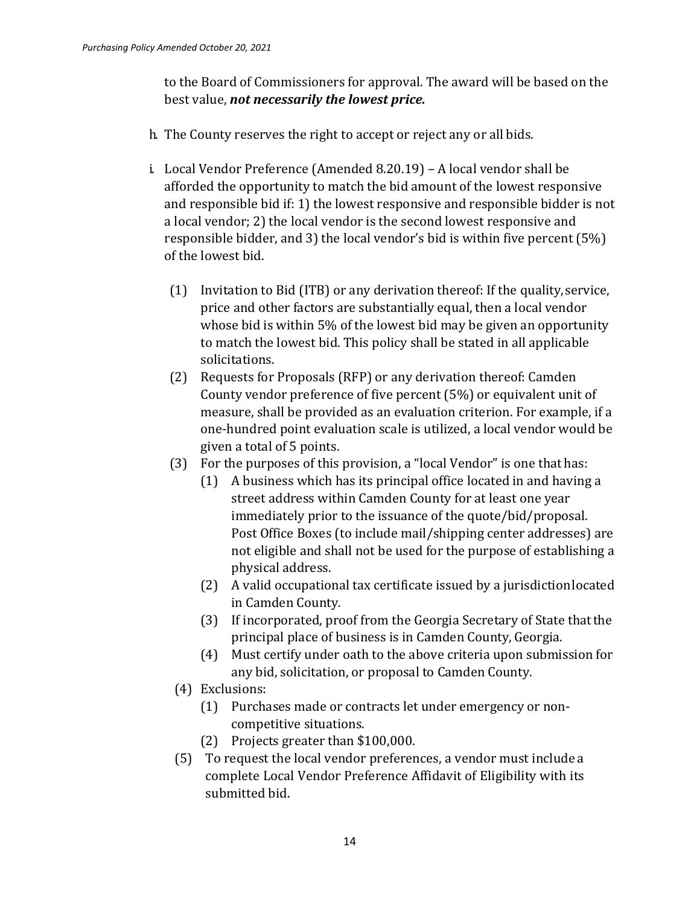to the Board of Commissioners for approval. The award will be based on the best value, ***not necessarily the lowest price.***

h. The County reserves the right to accept or reject any or all bids.

i. Local Vendor Preference (Amended 8.20.19) – A local vendor shall be afforded the opportunity to match the bid amount of the lowest responsive and responsible bid if: 1) the lowest responsive and responsible bidder is not a local vendor; 2) the local vendor is the second lowest responsive and responsible bidder, and 3) the local vendor's bid is within five percent (5%) of the lowest bid.

   (1) Invitation to Bid (ITB) or any derivation thereof: If the quality, service, price and other factors are substantially equal, then a local vendor whose bid is within 5% of the lowest bid may be given an opportunity to match the lowest bid. This policy shall be stated in all applicable solicitations.

   (2) Requests for Proposals (RFP) or any derivation thereof: Camden County vendor preference of five percent (5%) or equivalent unit of measure, shall be provided as an evaluation criterion. For example, if a one-hundred point evaluation scale is utilized, a local vendor would be given a total of 5 points.

   (3) For the purposes of this provision, a "local Vendor" is one that has:

      (1) A business which has its principal office located in and having a street address within Camden County for at least one year immediately prior to the issuance of the quote/bid/proposal. Post Office Boxes (to include mail/shipping center addresses) are not eligible and shall not be used for the purpose of establishing a physical address.

      (2) A valid occupational tax certificate issued by a jurisdiction located in Camden County.

      (3) If incorporated, proof from the Georgia Secretary of State that the principal place of business is in Camden County, Georgia.

      (4) Must certify under oath to the above criteria upon submission for any bid, solicitation, or proposal to Camden County.

   (4) Exclusions:

      (1) Purchases made or contracts let under emergency or non-competitive situations.

      (2) Projects greater than $100,000.

   (5) To request the local vendor preferences, a vendor must include a complete Local Vendor Preference Affidavit of Eligibility with its submitted bid.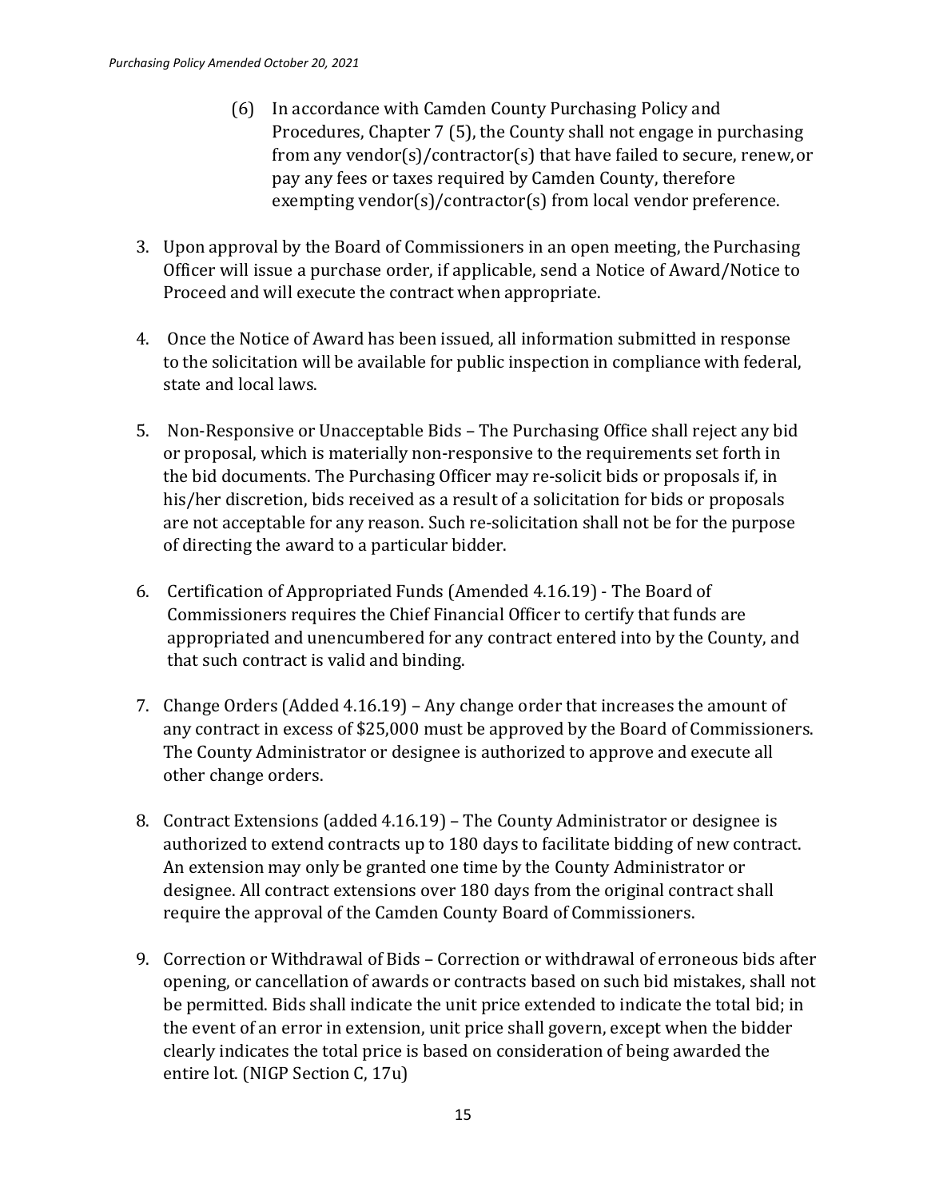(6) In accordance with Camden County Purchasing Policy and Procedures, Chapter 7 (5), the County shall not engage in purchasing from any vendor(s)/contractor(s) that have failed to secure, renew, or pay any fees or taxes required by Camden County, therefore exempting vendor(s)/contractor(s) from local vendor preference.

3. Upon approval by the Board of Commissioners in an open meeting, the Purchasing Officer will issue a purchase order, if applicable, send a Notice of Award/Notice to Proceed and will execute the contract when appropriate.

4. Once the Notice of Award has been issued, all information submitted in response to the solicitation will be available for public inspection in compliance with federal, state and local laws.

5. Non-Responsive or Unacceptable Bids – The Purchasing Office shall reject any bid or proposal, which is materially non-responsive to the requirements set forth in the bid documents. The Purchasing Officer may re-solicit bids or proposals if, in his/her discretion, bids received as a result of a solicitation for bids or proposals are not acceptable for any reason. Such re-solicitation shall not be for the purpose of directing the award to a particular bidder.

6. Certification of Appropriated Funds (Amended 4.16.19) - The Board of Commissioners requires the Chief Financial Officer to certify that funds are appropriated and unencumbered for any contract entered into by the County, and that such contract is valid and binding.

7. Change Orders (Added 4.16.19) – Any change order that increases the amount of any contract in excess of $25,000 must be approved by the Board of Commissioners. The County Administrator or designee is authorized to approve and execute all other change orders.

8. Contract Extensions (added 4.16.19) – The County Administrator or designee is authorized to extend contracts up to 180 days to facilitate bidding of new contract. An extension may only be granted one time by the County Administrator or designee. All contract extensions over 180 days from the original contract shall require the approval of the Camden County Board of Commissioners.

9. Correction or Withdrawal of Bids – Correction or withdrawal of erroneous bids after opening, or cancellation of awards or contracts based on such bid mistakes, shall not be permitted. Bids shall indicate the unit price extended to indicate the total bid; in the event of an error in extension, unit price shall govern, except when the bidder clearly indicates the total price is based on consideration of being awarded the entire lot. (NIGP Section C, 17u)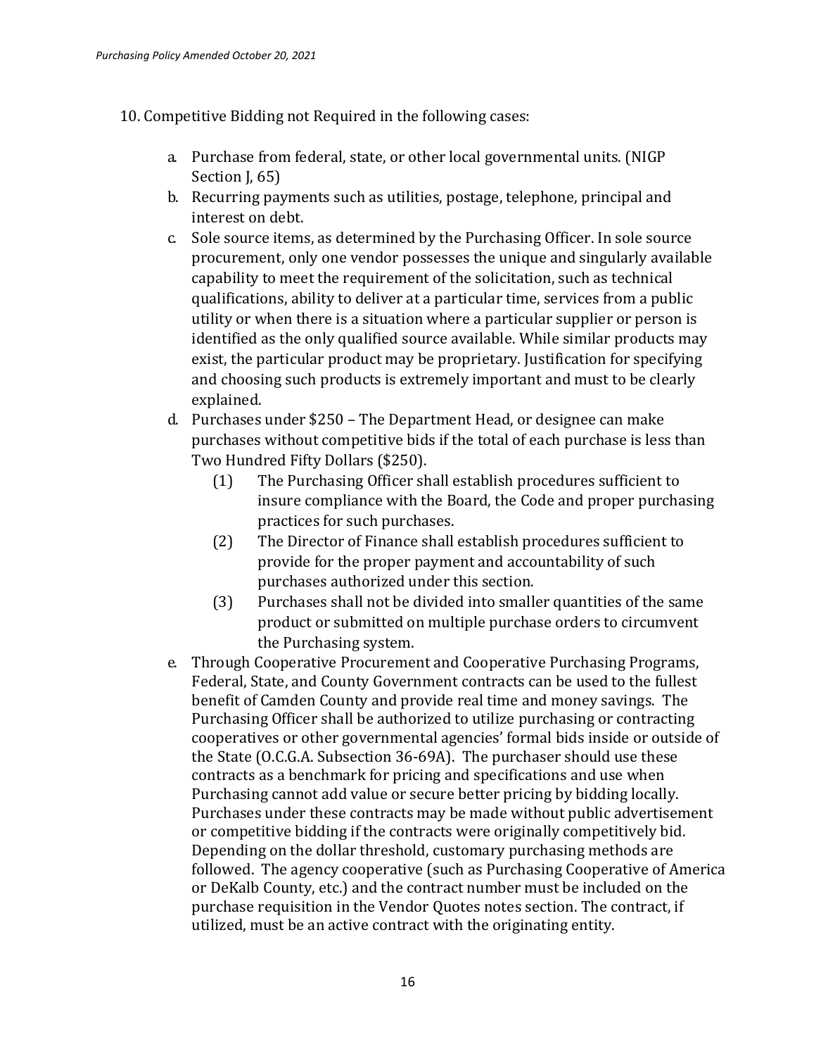10. Competitive Bidding not Required in the following cases:

   a. Purchase from federal, state, or other local governmental units. (NIGP Section J, 65)
   b. Recurring payments such as utilities, postage, telephone, principal and interest on debt.
   c. Sole source items, as determined by the Purchasing Officer. In sole source procurement, only one vendor possesses the unique and singularly available capability to meet the requirement of the solicitation, such as technical qualifications, ability to deliver at a particular time, services from a public utility or when there is a situation where a particular supplier or person is identified as the only qualified source available. While similar products may exist, the particular product may be proprietary. Justification for specifying and choosing such products is extremely important and must to be clearly explained.
   d. Purchases under $250 – The Department Head, or designee can make purchases without competitive bids if the total of each purchase is less than Two Hundred Fifty Dollars ($250).
      (1) The Purchasing Officer shall establish procedures sufficient to insure compliance with the Board, the Code and proper purchasing practices for such purchases.
      (2) The Director of Finance shall establish procedures sufficient to provide for the proper payment and accountability of such purchases authorized under this section.
      (3) Purchases shall not be divided into smaller quantities of the same product or submitted on multiple purchase orders to circumvent the Purchasing system.
   e. Through Cooperative Procurement and Cooperative Purchasing Programs, Federal, State, and County Government contracts can be used to the fullest benefit of Camden County and provide real time and money savings. The Purchasing Officer shall be authorized to utilize purchasing or contracting cooperatives or other governmental agencies' formal bids inside or outside of the State (O.C.G.A. Subsection 36-69A). The purchaser should use these contracts as a benchmark for pricing and specifications and use when Purchasing cannot add value or secure better pricing by bidding locally. Purchases under these contracts may be made without public advertisement or competitive bidding if the contracts were originally competitively bid. Depending on the dollar threshold, customary purchasing methods are followed. The agency cooperative (such as Purchasing Cooperative of America or DeKalb County, etc.) and the contract number must be included on the purchase requisition in the Vendor Quotes notes section. The contract, if utilized, must be an active contract with the originating entity.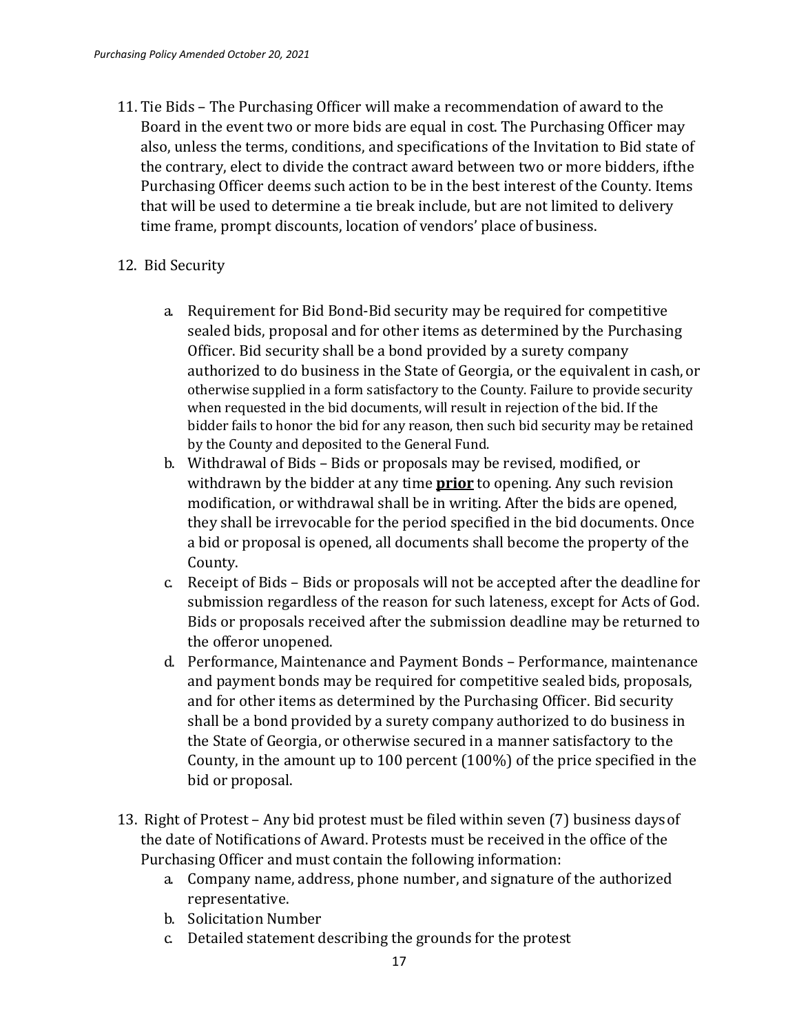11. Tie Bids – The Purchasing Officer will make a recommendation of award to the Board in the event two or more bids are equal in cost. The Purchasing Officer may also, unless the terms, conditions, and specifications of the Invitation to Bid state of the contrary, elect to divide the contract award between two or more bidders, ifthe Purchasing Officer deems such action to be in the best interest of the County. Items that will be used to determine a tie break include, but are not limited to delivery time frame, prompt discounts, location of vendors' place of business.

12. Bid Security

    a. Requirement for Bid Bond-Bid security may be required for competitive sealed bids, proposal and for other items as determined by the Purchasing Officer. Bid security shall be a bond provided by a surety company authorized to do business in the State of Georgia, or the equivalent in cash, or otherwise supplied in a form satisfactory to the County. Failure to provide security when requested in the bid documents, will result in rejection of the bid. If the bidder fails to honor the bid for any reason, then such bid security may be retained by the County and deposited to the General Fund.
    b. Withdrawal of Bids – Bids or proposals may be revised, modified, or withdrawn by the bidder at any time **prior** to opening. Any such revision modification, or withdrawal shall be in writing. After the bids are opened, they shall be irrevocable for the period specified in the bid documents. Once a bid or proposal is opened, all documents shall become the property of the County.
    c. Receipt of Bids – Bids or proposals will not be accepted after the deadline for submission regardless of the reason for such lateness, except for Acts of God. Bids or proposals received after the submission deadline may be returned to the offeror unopened.
    d. Performance, Maintenance and Payment Bonds – Performance, maintenance and payment bonds may be required for competitive sealed bids, proposals, and for other items as determined by the Purchasing Officer. Bid security shall be a bond provided by a surety company authorized to do business in the State of Georgia, or otherwise secured in a manner satisfactory to the County, in the amount up to 100 percent (100%) of the price specified in the bid or proposal.

13. Right of Protest – Any bid protest must be filed within seven (7) business days of the date of Notifications of Award. Protests must be received in the office of the Purchasing Officer and must contain the following information:
    a. Company name, address, phone number, and signature of the authorized representative.
    b. Solicitation Number
    c. Detailed statement describing the grounds for the protest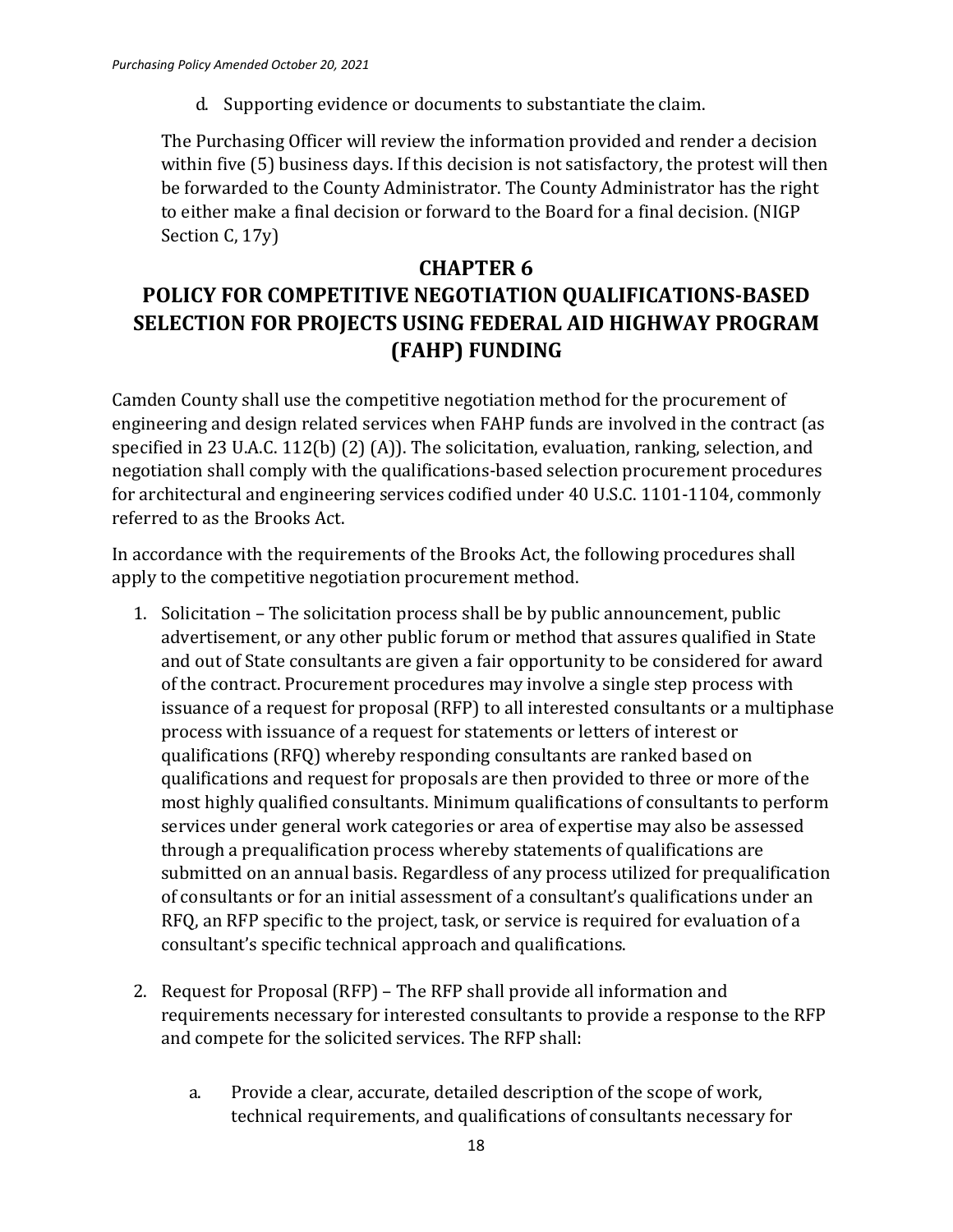d. Supporting evidence or documents to substantiate the claim.

The Purchasing Officer will review the information provided and render a decision within five (5) business days. If this decision is not satisfactory, the protest will then be forwarded to the County Administrator. The County Administrator has the right to either make a final decision or forward to the Board for a final decision. (NIGP Section C, 17y)

## CHAPTER 6

## POLICY FOR COMPETITIVE NEGOTIATION QUALIFICATIONS-BASED SELECTION FOR PROJECTS USING FEDERAL AID HIGHWAY PROGRAM (FAHP) FUNDING

Camden County shall use the competitive negotiation method for the procurement of engineering and design related services when FAHP funds are involved in the contract (as specified in 23 U.A.C. 112(b) (2) (A)). The solicitation, evaluation, ranking, selection, and negotiation shall comply with the qualifications-based selection procurement procedures for architectural and engineering services codified under 40 U.S.C. 1101-1104, commonly referred to as the Brooks Act.

In accordance with the requirements of the Brooks Act, the following procedures shall apply to the competitive negotiation procurement method.

1. Solicitation – The solicitation process shall be by public announcement, public advertisement, or any other public forum or method that assures qualified in State and out of State consultants are given a fair opportunity to be considered for award of the contract. Procurement procedures may involve a single step process with issuance of a request for proposal (RFP) to all interested consultants or a multiphase process with issuance of a request for statements or letters of interest or qualifications (RFQ) whereby responding consultants are ranked based on qualifications and request for proposals are then provided to three or more of the most highly qualified consultants. Minimum qualifications of consultants to perform services under general work categories or area of expertise may also be assessed through a prequalification process whereby statements of qualifications are submitted on an annual basis. Regardless of any process utilized for prequalification of consultants or for an initial assessment of a consultant's qualifications under an RFQ, an RFP specific to the project, task, or service is required for evaluation of a consultant's specific technical approach and qualifications.

2. Request for Proposal (RFP) – The RFP shall provide all information and requirements necessary for interested consultants to provide a response to the RFP and compete for the solicited services. The RFP shall:

   a. Provide a clear, accurate, detailed description of the scope of work, technical requirements, and qualifications of consultants necessary for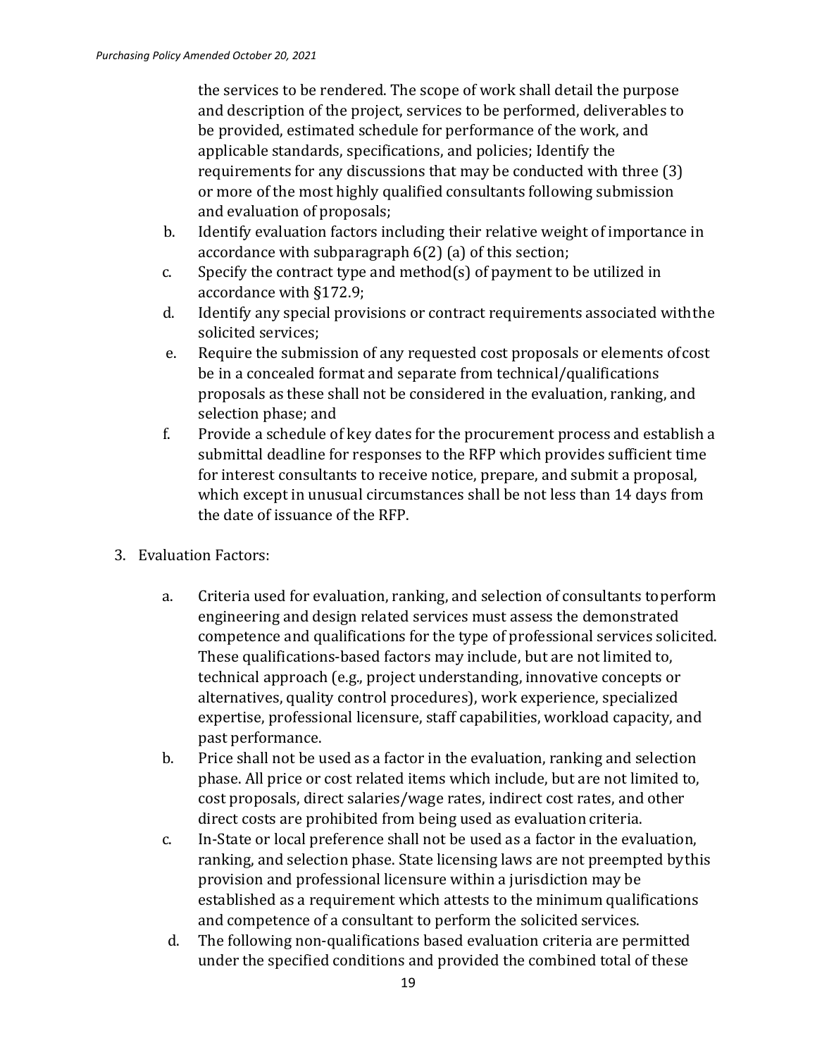the services to be rendered. The scope of work shall detail the purpose and description of the project, services to be performed, deliverables to be provided, estimated schedule for performance of the work, and applicable standards, specifications, and policies; Identify the requirements for any discussions that may be conducted with three (3) or more of the most highly qualified consultants following submission and evaluation of proposals;

b. Identify evaluation factors including their relative weight of importance in accordance with subparagraph 6(2) (a) of this section;
c. Specify the contract type and method(s) of payment to be utilized in accordance with §172.9;
d. Identify any special provisions or contract requirements associated withthe solicited services;
e. Require the submission of any requested cost proposals or elements ofcost be in a concealed format and separate from technical/qualifications proposals as these shall not be considered in the evaluation, ranking, and selection phase; and
f. Provide a schedule of key dates for the procurement process and establish a submittal deadline for responses to the RFP which provides sufficient time for interest consultants to receive notice, prepare, and submit a proposal, which except in unusual circumstances shall be not less than 14 days from the date of issuance of the RFP.

3. Evaluation Factors:

    a. Criteria used for evaluation, ranking, and selection of consultants toperform engineering and design related services must assess the demonstrated competence and qualifications for the type of professional services solicited. These qualifications-based factors may include, but are not limited to, technical approach (e.g., project understanding, innovative concepts or alternatives, quality control procedures), work experience, specialized expertise, professional licensure, staff capabilities, workload capacity, and past performance.
    b. Price shall not be used as a factor in the evaluation, ranking and selection phase. All price or cost related items which include, but are not limited to, cost proposals, direct salaries/wage rates, indirect cost rates, and other direct costs are prohibited from being used as evaluation criteria.
    c. In-State or local preference shall not be used as a factor in the evaluation, ranking, and selection phase. State licensing laws are not preempted bythis provision and professional licensure within a jurisdiction may be established as a requirement which attests to the minimum qualifications and competence of a consultant to perform the solicited services.
    d. The following non-qualifications based evaluation criteria are permitted under the specified conditions and provided the combined total of these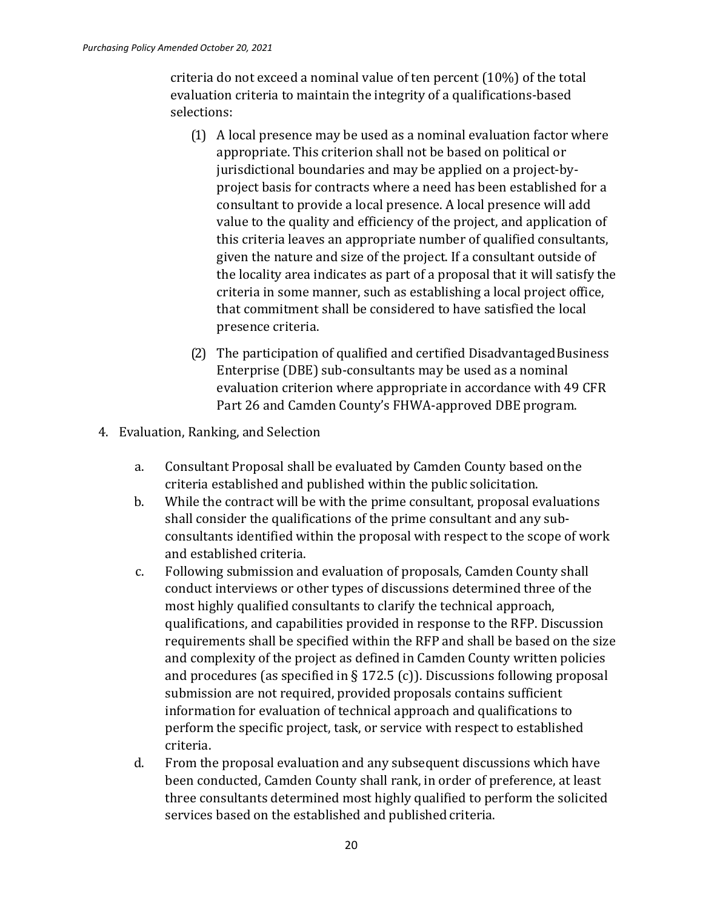criteria do not exceed a nominal value of ten percent (10%) of the total evaluation criteria to maintain the integrity of a qualifications-based selections:

(1) A local presence may be used as a nominal evaluation factor where appropriate. This criterion shall not be based on political or jurisdictional boundaries and may be applied on a project-by-project basis for contracts where a need has been established for a consultant to provide a local presence. A local presence will add value to the quality and efficiency of the project, and application of this criteria leaves an appropriate number of qualified consultants, given the nature and size of the project. If a consultant outside of the locality area indicates as part of a proposal that it will satisfy the criteria in some manner, such as establishing a local project office, that commitment shall be considered to have satisfied the local presence criteria.

(2) The participation of qualified and certified Disadvantaged Business Enterprise (DBE) sub-consultants may be used as a nominal evaluation criterion where appropriate in accordance with 49 CFR Part 26 and Camden County's FHWA-approved DBE program.

4. Evaluation, Ranking, and Selection

   a. Consultant Proposal shall be evaluated by Camden County based on the criteria established and published within the public solicitation.
   b. While the contract will be with the prime consultant, proposal evaluations shall consider the qualifications of the prime consultant and any sub-consultants identified within the proposal with respect to the scope of work and established criteria.
   c. Following submission and evaluation of proposals, Camden County shall conduct interviews or other types of discussions determined three of the most highly qualified consultants to clarify the technical approach, qualifications, and capabilities provided in response to the RFP. Discussion requirements shall be specified within the RFP and shall be based on the size and complexity of the project as defined in Camden County written policies and procedures (as specified in § 172.5 (c)). Discussions following proposal submission are not required, provided proposals contains sufficient information for evaluation of technical approach and qualifications to perform the specific project, task, or service with respect to established criteria.
   d. From the proposal evaluation and any subsequent discussions which have been conducted, Camden County shall rank, in order of preference, at least three consultants determined most highly qualified to perform the solicited services based on the established and published criteria.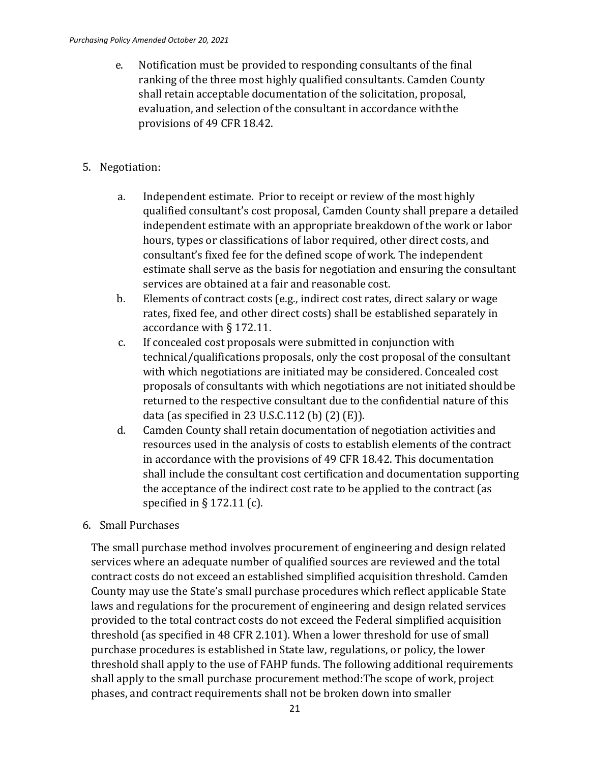e. Notification must be provided to responding consultants of the final ranking of the three most highly qualified consultants. Camden County shall retain acceptable documentation of the solicitation, proposal, evaluation, and selection of the consultant in accordance withthe provisions of 49 CFR 18.42.

5. Negotiation:

   a. Independent estimate. Prior to receipt or review of the most highly qualified consultant's cost proposal, Camden County shall prepare a detailed independent estimate with an appropriate breakdown of the work or labor hours, types or classifications of labor required, other direct costs, and consultant's fixed fee for the defined scope of work. The independent estimate shall serve as the basis for negotiation and ensuring the consultant services are obtained at a fair and reasonable cost.
   b. Elements of contract costs (e.g., indirect cost rates, direct salary or wage rates, fixed fee, and other direct costs) shall be established separately in accordance with § 172.11.
   c. If concealed cost proposals were submitted in conjunction with technical/qualifications proposals, only the cost proposal of the consultant with which negotiations are initiated may be considered. Concealed cost proposals of consultants with which negotiations are not initiated shouldbe returned to the respective consultant due to the confidential nature of this data (as specified in 23 U.S.C.112 (b) (2) (E)).
   d. Camden County shall retain documentation of negotiation activities and resources used in the analysis of costs to establish elements of the contract in accordance with the provisions of 49 CFR 18.42. This documentation shall include the consultant cost certification and documentation supporting the acceptance of the indirect cost rate to be applied to the contract (as specified in § 172.11 (c).

6. Small Purchases

The small purchase method involves procurement of engineering and design related services where an adequate number of qualified sources are reviewed and the total contract costs do not exceed an established simplified acquisition threshold. Camden County may use the State's small purchase procedures which reflect applicable State laws and regulations for the procurement of engineering and design related services provided to the total contract costs do not exceed the Federal simplified acquisition threshold (as specified in 48 CFR 2.101). When a lower threshold for use of small purchase procedures is established in State law, regulations, or policy, the lower threshold shall apply to the use of FAHP funds. The following additional requirements shall apply to the small purchase procurement method:The scope of work, project phases, and contract requirements shall not be broken down into smaller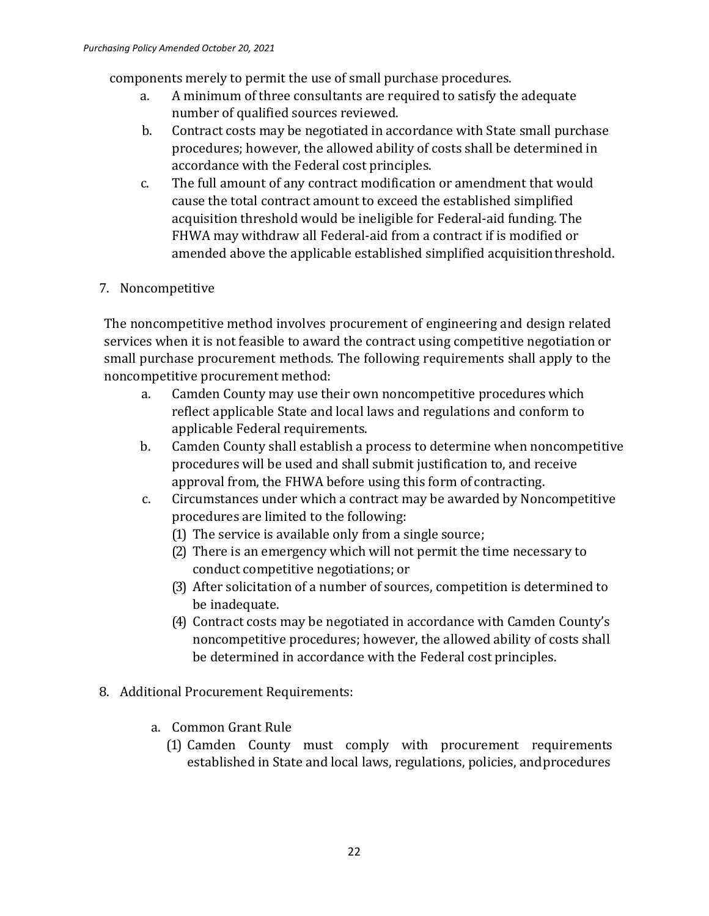components merely to permit the use of small purchase procedures.

a. A minimum of three consultants are required to satisfy the adequate number of qualified sources reviewed.
b. Contract costs may be negotiated in accordance with State small purchase procedures; however, the allowed ability of costs shall be determined in accordance with the Federal cost principles.
c. The full amount of any contract modification or amendment that would cause the total contract amount to exceed the established simplified acquisition threshold would be ineligible for Federal-aid funding. The FHWA may withdraw all Federal-aid from a contract if is modified or amended above the applicable established simplified acquisition threshold.

7. Noncompetitive

The noncompetitive method involves procurement of engineering and design related services when it is not feasible to award the contract using competitive negotiation or small purchase procurement methods. The following requirements shall apply to the noncompetitive procurement method:

a. Camden County may use their own noncompetitive procedures which reflect applicable State and local laws and regulations and conform to applicable Federal requirements.
b. Camden County shall establish a process to determine when noncompetitive procedures will be used and shall submit justification to, and receive approval from, the FHWA before using this form of contracting.
c. Circumstances under which a contract may be awarded by Noncompetitive procedures are limited to the following:
   (1) The service is available only from a single source;
   (2) There is an emergency which will not permit the time necessary to conduct competitive negotiations; or
   (3) After solicitation of a number of sources, competition is determined to be inadequate.
   (4) Contract costs may be negotiated in accordance with Camden County's noncompetitive procedures; however, the allowed ability of costs shall be determined in accordance with the Federal cost principles.

8. Additional Procurement Requirements:

   a. Common Grant Rule
      (1) Camden County must comply with procurement requirements established in State and local laws, regulations, policies, and procedures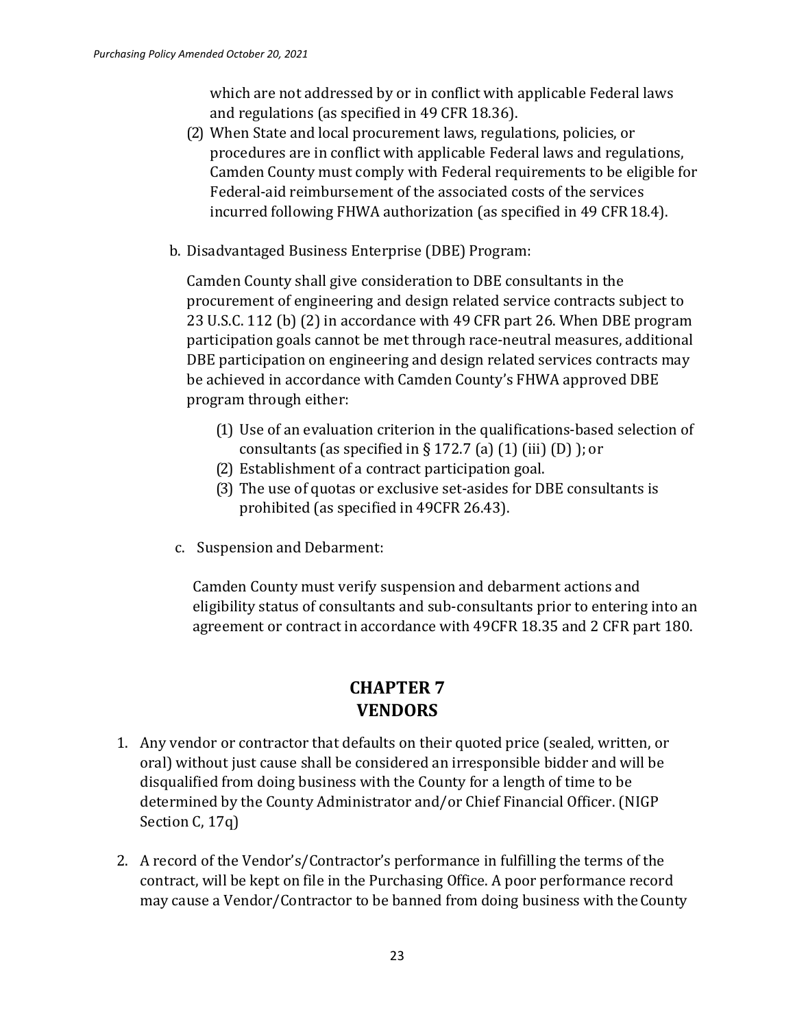which are not addressed by or in conflict with applicable Federal laws and regulations (as specified in 49 CFR 18.36).

(2) When State and local procurement laws, regulations, policies, or procedures are in conflict with applicable Federal laws and regulations, Camden County must comply with Federal requirements to be eligible for Federal-aid reimbursement of the associated costs of the services incurred following FHWA authorization (as specified in 49 CFR 18.4).

b. Disadvantaged Business Enterprise (DBE) Program:

Camden County shall give consideration to DBE consultants in the procurement of engineering and design related service contracts subject to 23 U.S.C. 112 (b) (2) in accordance with 49 CFR part 26. When DBE program participation goals cannot be met through race-neutral measures, additional DBE participation on engineering and design related services contracts may be achieved in accordance with Camden County's FHWA approved DBE program through either:

(1) Use of an evaluation criterion in the qualifications-based selection of consultants (as specified in § 172.7 (a) (1) (iii) (D) ); or
(2) Establishment of a contract participation goal.
(3) The use of quotas or exclusive set-asides for DBE consultants is prohibited (as specified in 49CFR 26.43).

c. Suspension and Debarment:

Camden County must verify suspension and debarment actions and eligibility status of consultants and sub-consultants prior to entering into an agreement or contract in accordance with 49CFR 18.35 and 2 CFR part 180.

## CHAPTER 7
## VENDORS

1. Any vendor or contractor that defaults on their quoted price (sealed, written, or oral) without just cause shall be considered an irresponsible bidder and will be disqualified from doing business with the County for a length of time to be determined by the County Administrator and/or Chief Financial Officer. (NIGP Section C, 17q)

2. A record of the Vendor's/Contractor's performance in fulfilling the terms of the contract, will be kept on file in the Purchasing Office. A poor performance record may cause a Vendor/Contractor to be banned from doing business with the County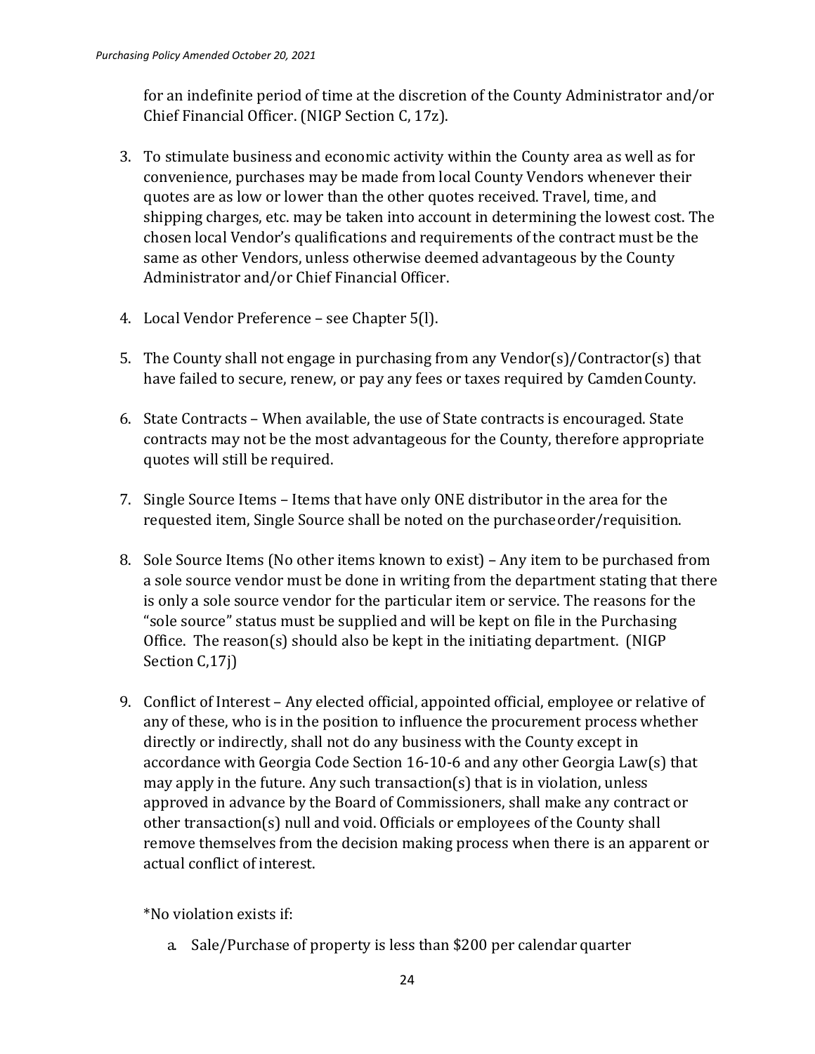for an indefinite period of time at the discretion of the County Administrator and/or Chief Financial Officer. (NIGP Section C, 17z).

3. To stimulate business and economic activity within the County area as well as for convenience, purchases may be made from local County Vendors whenever their quotes are as low or lower than the other quotes received. Travel, time, and shipping charges, etc. may be taken into account in determining the lowest cost. The chosen local Vendor's qualifications and requirements of the contract must be the same as other Vendors, unless otherwise deemed advantageous by the County Administrator and/or Chief Financial Officer.

4. Local Vendor Preference – see Chapter 5(l).

5. The County shall not engage in purchasing from any Vendor(s)/Contractor(s) that have failed to secure, renew, or pay any fees or taxes required by Camden County.

6. State Contracts – When available, the use of State contracts is encouraged. State contracts may not be the most advantageous for the County, therefore appropriate quotes will still be required.

7. Single Source Items – Items that have only ONE distributor in the area for the requested item, Single Source shall be noted on the purchase order/requisition.

8. Sole Source Items (No other items known to exist) – Any item to be purchased from a sole source vendor must be done in writing from the department stating that there is only a sole source vendor for the particular item or service. The reasons for the "sole source" status must be supplied and will be kept on file in the Purchasing Office. The reason(s) should also be kept in the initiating department. (NIGP Section C,17j)

9. Conflict of Interest – Any elected official, appointed official, employee or relative of any of these, who is in the position to influence the procurement process whether directly or indirectly, shall not do any business with the County except in accordance with Georgia Code Section 16-10-6 and any other Georgia Law(s) that may apply in the future. Any such transaction(s) that is in violation, unless approved in advance by the Board of Commissioners, shall make any contract or other transaction(s) null and void. Officials or employees of the County shall remove themselves from the decision making process when there is an apparent or actual conflict of interest.

   *No violation exists if:

   a. Sale/Purchase of property is less than $200 per calendar quarter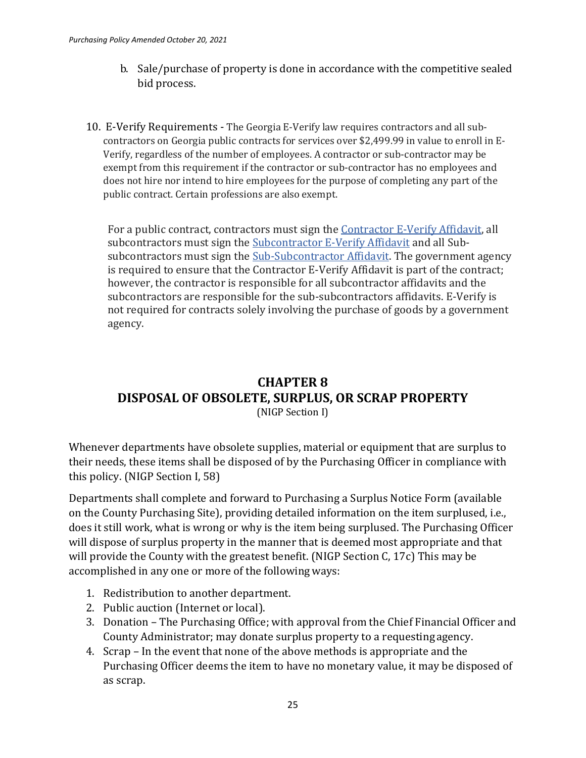b. Sale/purchase of property is done in accordance with the competitive sealed bid process.

10. E-Verify Requirements - The Georgia E-Verify law requires contractors and all sub-contractors on Georgia public contracts for services over $2,499.99 in value to enroll in E-Verify, regardless of the number of employees. A contractor or sub-contractor may be exempt from this requirement if the contractor or sub-contractor has no employees and does not hire nor intend to hire employees for the purpose of completing any part of the public contract. Certain professions are also exempt.

    For a public contract, contractors must sign the Contractor E-Verify Affidavit, all subcontractors must sign the Subcontractor E-Verify Affidavit and all Sub-subcontractors must sign the Sub-Subcontractor Affidavit. The government agency is required to ensure that the Contractor E-Verify Affidavit is part of the contract; however, the contractor is responsible for all subcontractor affidavits and the subcontractors are responsible for the sub-subcontractors affidavits. E-Verify is not required for contracts solely involving the purchase of goods by a government agency.

# CHAPTER 8
# DISPOSAL OF OBSOLETE, SURPLUS, OR SCRAP PROPERTY

(NIGP Section I)

Whenever departments have obsolete supplies, material or equipment that are surplus to their needs, these items shall be disposed of by the Purchasing Officer in compliance with this policy. (NIGP Section I, 58)

Departments shall complete and forward to Purchasing a Surplus Notice Form (available on the County Purchasing Site), providing detailed information on the item surplused, i.e., does it still work, what is wrong or why is the item being surplused. The Purchasing Officer will dispose of surplus property in the manner that is deemed most appropriate and that will provide the County with the greatest benefit. (NIGP Section C, 17c) This may be accomplished in any one or more of the following ways:

1. Redistribution to another department.
2. Public auction (Internet or local).
3. Donation – The Purchasing Office; with approval from the Chief Financial Officer and County Administrator; may donate surplus property to a requesting agency.
4. Scrap – In the event that none of the above methods is appropriate and the Purchasing Officer deems the item to have no monetary value, it may be disposed of as scrap.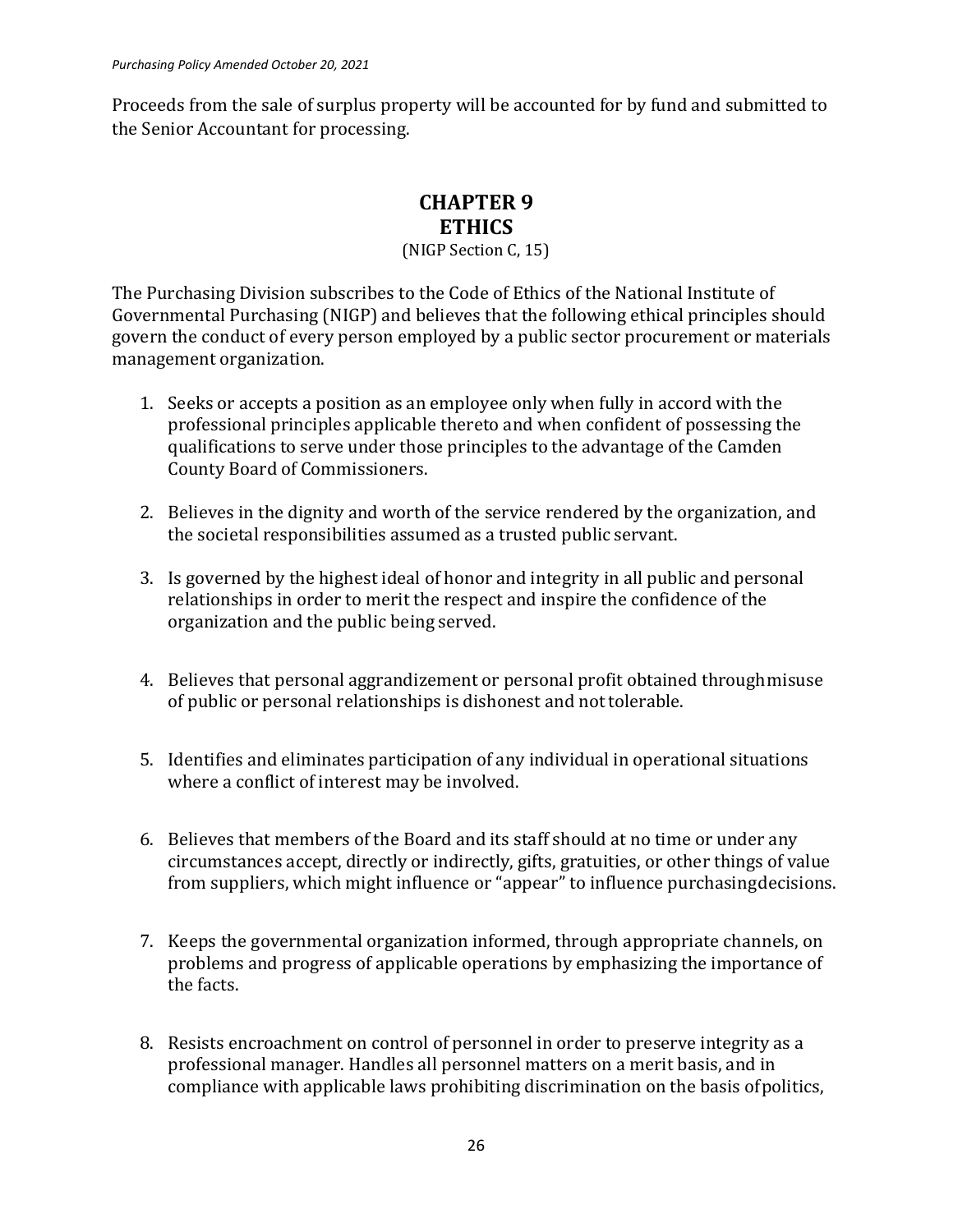Proceeds from the sale of surplus property will be accounted for by fund and submitted to the Senior Accountant for processing.

# CHAPTER 9
# ETHICS

(NIGP Section C, 15)

The Purchasing Division subscribes to the Code of Ethics of the National Institute of Governmental Purchasing (NIGP) and believes that the following ethical principles should govern the conduct of every person employed by a public sector procurement or materials management organization.

1. Seeks or accepts a position as an employee only when fully in accord with the professional principles applicable thereto and when confident of possessing the qualifications to serve under those principles to the advantage of the Camden County Board of Commissioners.

2. Believes in the dignity and worth of the service rendered by the organization, and the societal responsibilities assumed as a trusted public servant.

3. Is governed by the highest ideal of honor and integrity in all public and personal relationships in order to merit the respect and inspire the confidence of the organization and the public being served.

4. Believes that personal aggrandizement or personal profit obtained through misuse of public or personal relationships is dishonest and not tolerable.

5. Identifies and eliminates participation of any individual in operational situations where a conflict of interest may be involved.

6. Believes that members of the Board and its staff should at no time or under any circumstances accept, directly or indirectly, gifts, gratuities, or other things of value from suppliers, which might influence or "appear" to influence purchasing decisions.

7. Keeps the governmental organization informed, through appropriate channels, on problems and progress of applicable operations by emphasizing the importance of the facts.

8. Resists encroachment on control of personnel in order to preserve integrity as a professional manager. Handles all personnel matters on a merit basis, and in compliance with applicable laws prohibiting discrimination on the basis of politics,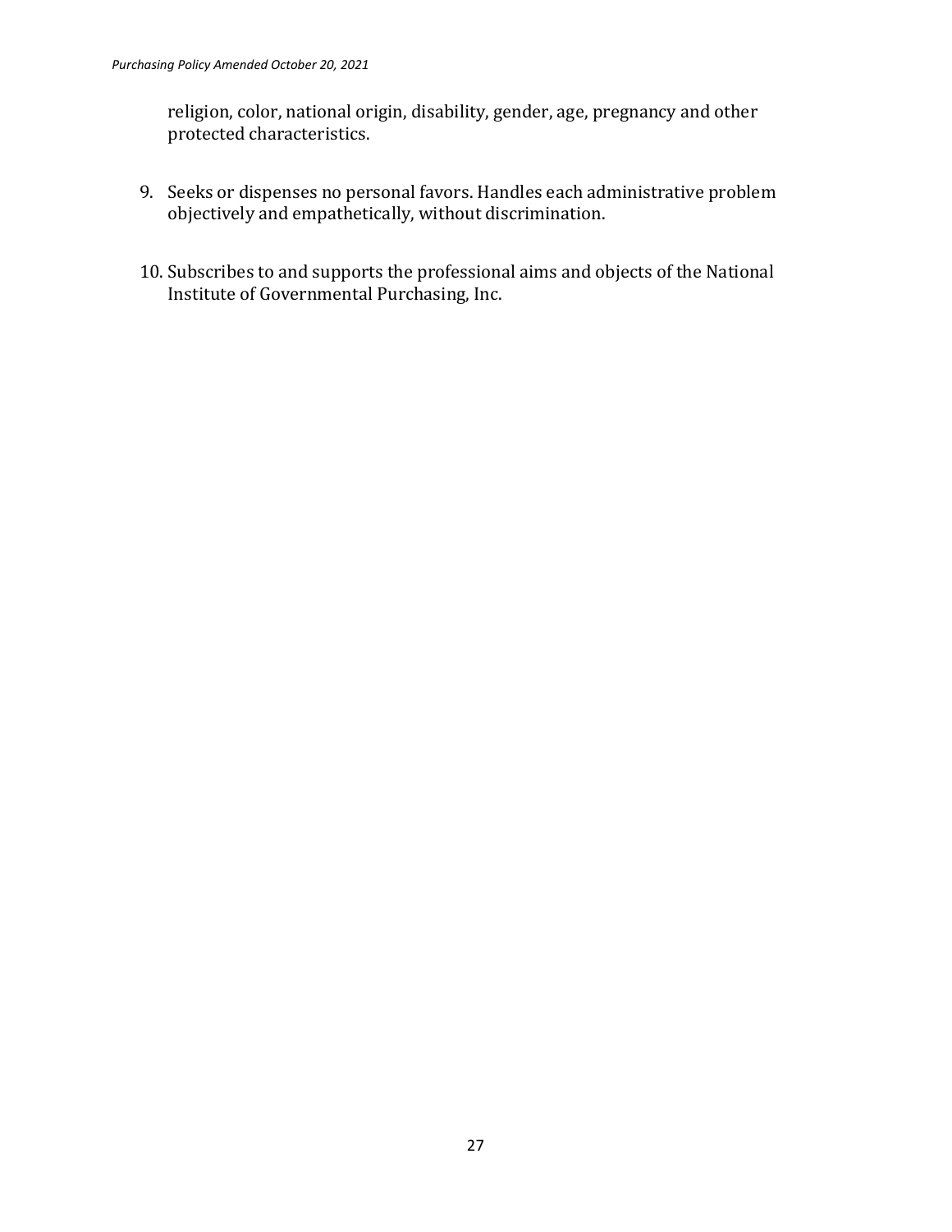religion, color, national origin, disability, gender, age, pregnancy and other protected characteristics.

9. Seeks or dispenses no personal favors. Handles each administrative problem objectively and empathetically, without discrimination.

10. Subscribes to and supports the professional aims and objects of the National Institute of Governmental Purchasing, Inc.